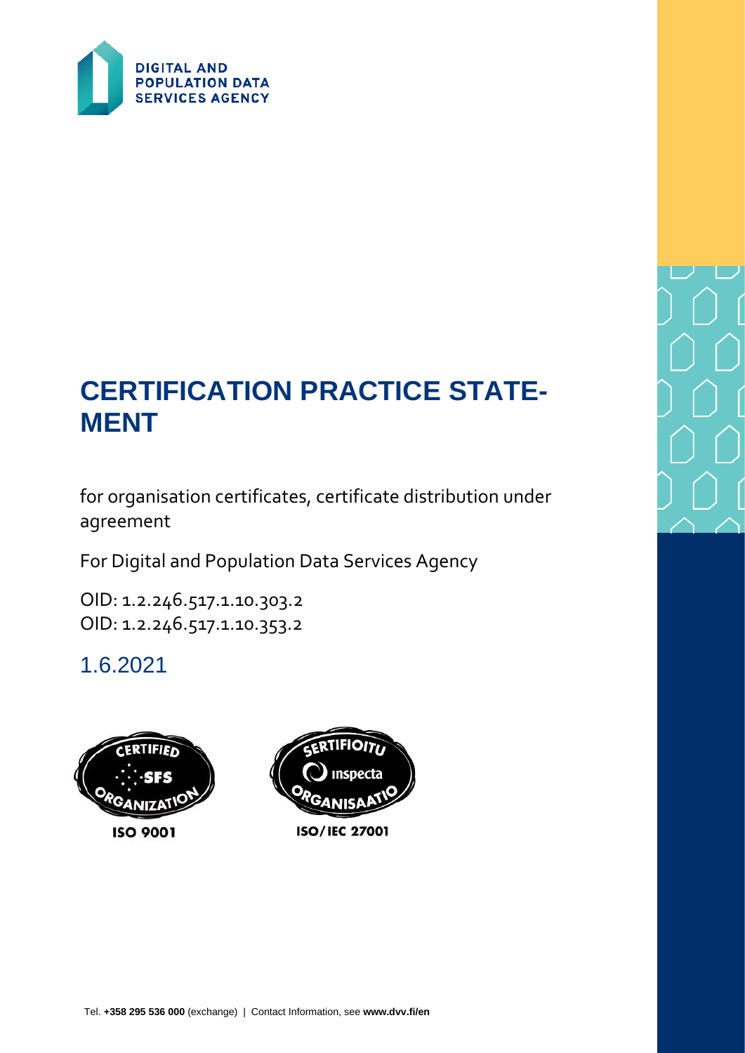DIGITAL AND POPULATION DATA SERVICES AGENCY

# CERTIFICATION PRACTICE STATEMENT

for organisation certificates, certificate distribution under agreement

For Digital and Population Data Services Agency

OID: 1.2.246.517.1.10.303.2
OID: 1.2.246.517.1.10.353.2

1.6.2021

CERTIFIED SFS ORGANIZATION
ISO 9001

SERTIFIOITU Inspecta ORGANISAATIO
ISO/IEC 27001

Tel. **+358 295 536 000** (exchange) | Contact Information, see **www.dvv.fi/en**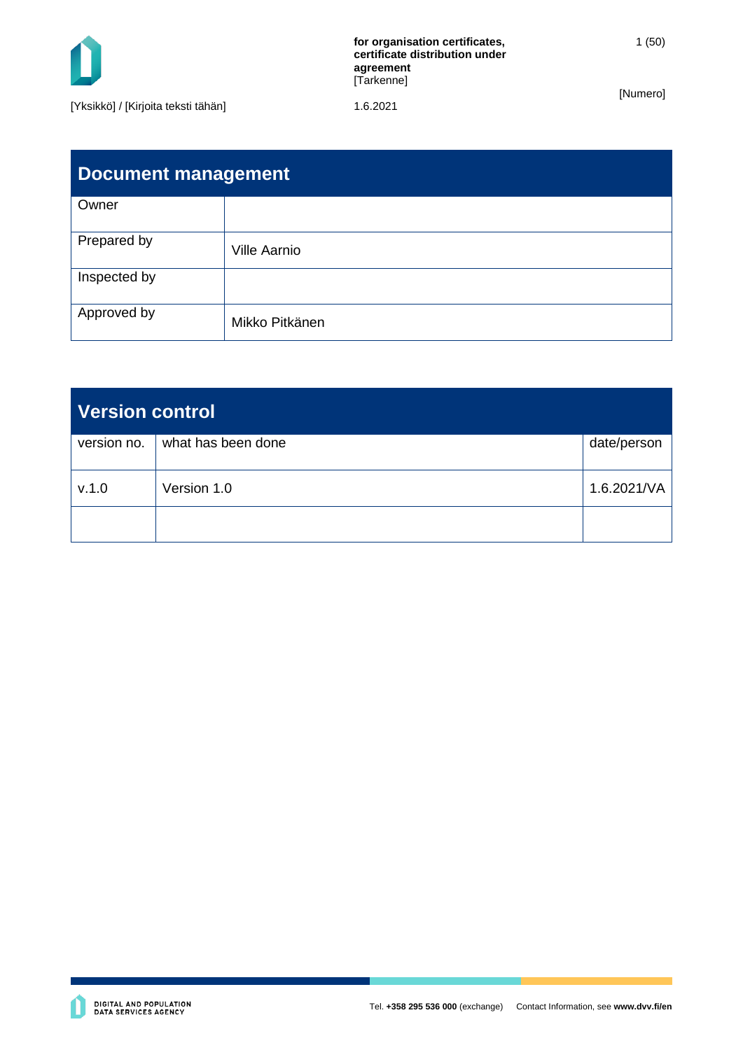## Document management

| | |
|---|---|
| Owner | |
| Prepared by | Ville Aarnio |
| Inspected by | |
| Approved by | Mikko Pitkänen |

## Version control

| version no. | what has been done | date/person |
|---|---|---|
| v.1.0 | Version 1.0 | 1.6.2021/VA |
| | | |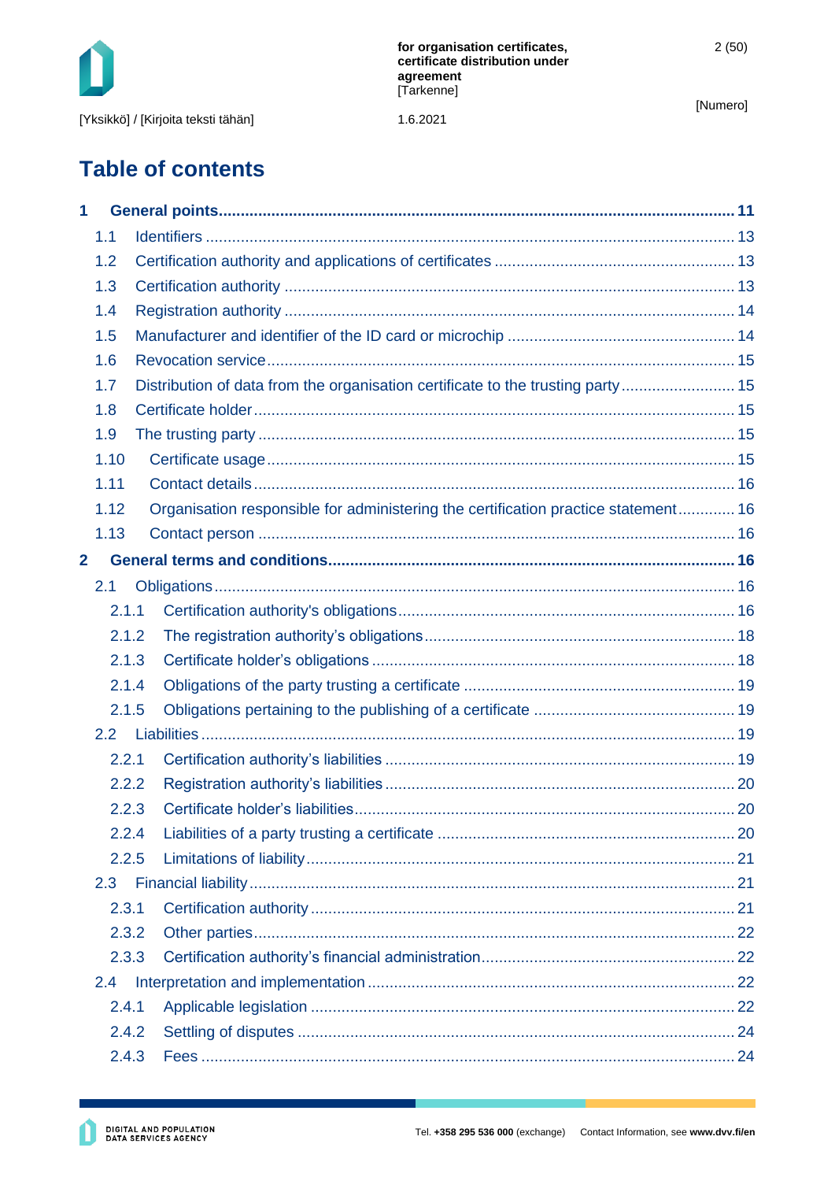# Table of contents

1 General points ........................................................................................................ 11
  1.1 Identifiers ........................................................................................................ 13
  1.2 Certification authority and applications of certificates ...................................... 13
  1.3 Certification authority ........................................................................................ 13
  1.4 Registration authority ........................................................................................ 14
  1.5 Manufacturer and identifier of the ID card or microchip .................................... 14
  1.6 Revocation service ............................................................................................ 15
  1.7 Distribution of data from the organisation certificate to the trusting party .......... 15
  1.8 Certificate holder ............................................................................................... 15
  1.9 The trusting party .............................................................................................. 15
  1.10 Certificate usage .............................................................................................. 15
  1.11 Contact details ................................................................................................. 16
  1.12 Organisation responsible for administering the certification practice statement ............ 16
  1.13 Contact person ................................................................................................ 16
2 General terms and conditions .................................................................................. 16
  2.1 Obligations ........................................................................................................ 16
    2.1.1 Certification authority's obligations ............................................................... 16
    2.1.2 The registration authority's obligations ......................................................... 18
    2.1.3 Certificate holder's obligations ..................................................................... 18
    2.1.4 Obligations of the party trusting a certificate ................................................ 19
    2.1.5 Obligations pertaining to the publishing of a certificate ................................ 19
  2.2 Liabilities ........................................................................................................... 19
    2.2.1 Certification authority's liabilities ................................................................... 19
    2.2.2 Registration authority's liabilities .................................................................. 20
    2.2.3 Certificate holder's liabilities ......................................................................... 20
    2.2.4 Liabilities of a party trusting a certificate ...................................................... 20
    2.2.5 Limitations of liability .................................................................................... 21
  2.3 Financial liability ................................................................................................ 21
    2.3.1 Certification authority .................................................................................... 21
    2.3.2 Other parties ................................................................................................. 22
    2.3.3 Certification authority's financial administration ............................................ 22
  2.4 Interpretation and implementation ..................................................................... 22
    2.4.1 Applicable legislation .................................................................................... 22
    2.4.2 Settling of disputes ....................................................................................... 24
    2.4.3 Fees ............................................................................................................. 24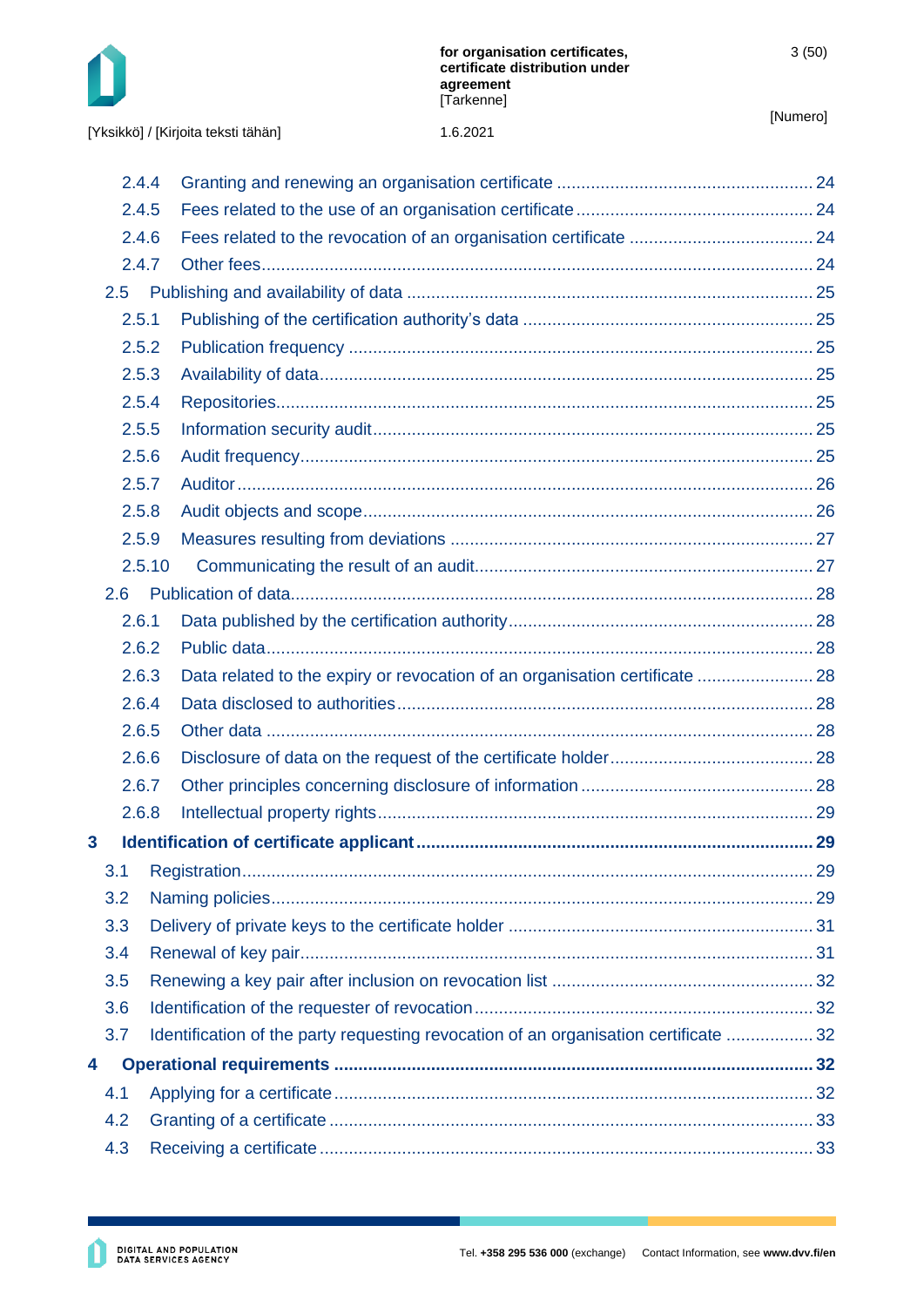2.4.4 Granting and renewing an organisation certificate ..................................................... 24
2.4.5 Fees related to the use of an organisation certificate ................................................. 24
2.4.6 Fees related to the revocation of an organisation certificate ...................................... 24
2.4.7 Other fees.................................................................................................................. 24
2.5 Publishing and availability of data .................................................................................. 25
2.5.1 Publishing of the certification authority's data ............................................................ 25
2.5.2 Publication frequency ................................................................................................ 25
2.5.3 Availability of data...................................................................................................... 25
2.5.4 Repositories............................................................................................................... 25
2.5.5 Information security audit........................................................................................... 25
2.5.6 Audit frequency.......................................................................................................... 25
2.5.7 Auditor ....................................................................................................................... 26
2.5.8 Audit objects and scope............................................................................................. 26
2.5.9 Measures resulting from deviations ........................................................................... 27
2.5.10 Communicating the result of an audit....................................................................... 27
2.6 Publication of data........................................................................................................... 28
2.6.1 Data published by the certification authority.............................................................. 28
2.6.2 Public data................................................................................................................. 28
2.6.3 Data related to the expiry or revocation of an organisation certificate ........................ 28
2.6.4 Data disclosed to authorities...................................................................................... 28
2.6.5 Other data ................................................................................................................. 28
2.6.6 Disclosure of data on the request of the certificate holder.......................................... 28
2.6.7 Other principles concerning disclosure of information ................................................ 28
2.6.8 Intellectual property rights.......................................................................................... 29

**3 Identification of certificate applicant ................................................................................. 29**

3.1 Registration..................................................................................................................... 29
3.2 Naming policies............................................................................................................... 29
3.3 Delivery of private keys to the certificate holder .............................................................. 31
3.4 Renewal of key pair......................................................................................................... 31
3.5 Renewing a key pair after inclusion on revocation list ..................................................... 32
3.6 Identification of the requester of revocation..................................................................... 32
3.7 Identification of the party requesting revocation of an organisation certificate .................. 32

**4 Operational requirements ................................................................................................. 32**

4.1 Applying for a certificate.................................................................................................. 32
4.2 Granting of a certificate .................................................................................................. 33
4.3 Receiving a certificate ..................................................................................................... 33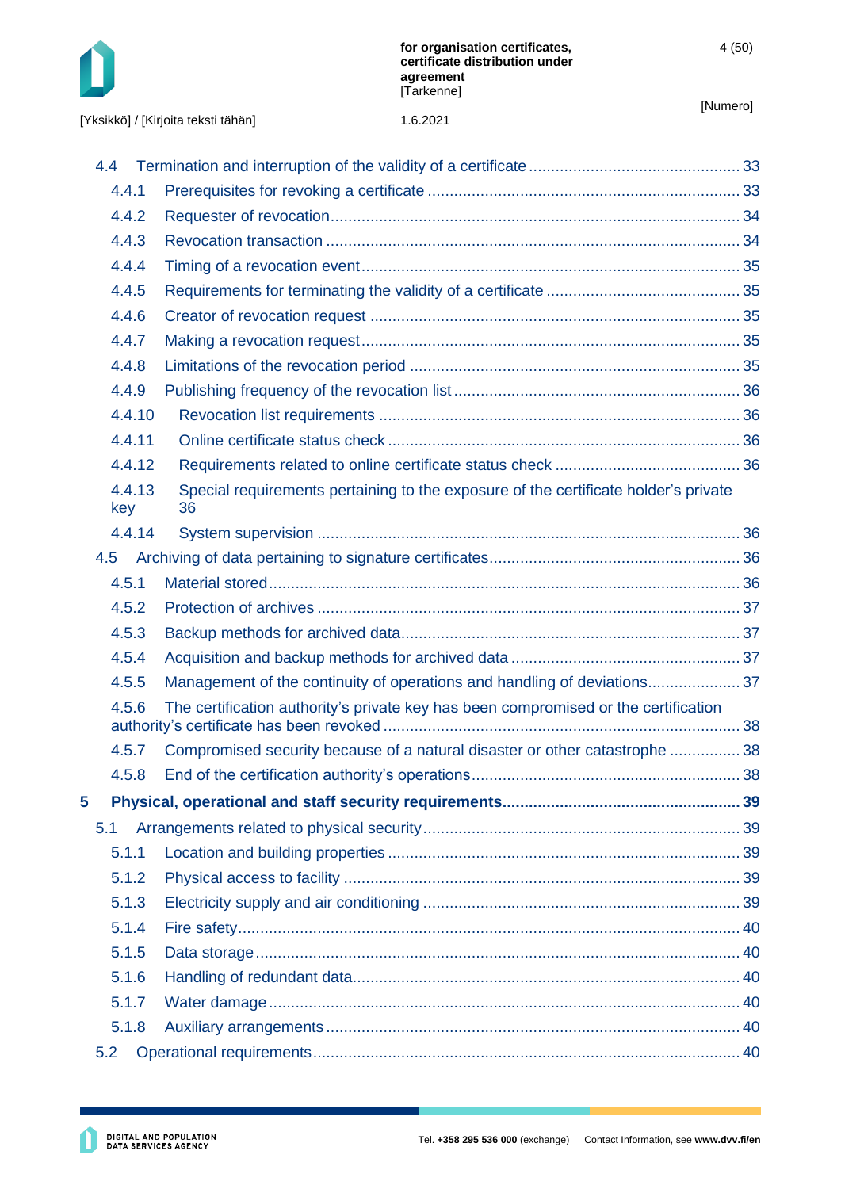4.4 Termination and interruption of the validity of a certificate ........ 33

4.4.1 Prerequisites for revoking a certificate ........ 33

4.4.2 Requester of revocation ........ 34

4.4.3 Revocation transaction ........ 34

4.4.4 Timing of a revocation event ........ 35

4.4.5 Requirements for terminating the validity of a certificate ........ 35

4.4.6 Creator of revocation request ........ 35

4.4.7 Making a revocation request ........ 35

4.4.8 Limitations of the revocation period ........ 35

4.4.9 Publishing frequency of the revocation list ........ 36

4.4.10 Revocation list requirements ........ 36

4.4.11 Online certificate status check ........ 36

4.4.12 Requirements related to online certificate status check ........ 36

4.4.13 Special requirements pertaining to the exposure of the certificate holder’s private key 36

4.4.14 System supervision ........ 36

4.5 Archiving of data pertaining to signature certificates ........ 36

4.5.1 Material stored ........ 36

4.5.2 Protection of archives ........ 37

4.5.3 Backup methods for archived data ........ 37

4.5.4 Acquisition and backup methods for archived data ........ 37

4.5.5 Management of the continuity of operations and handling of deviations ........ 37

4.5.6 The certification authority’s private key has been compromised or the certification authority’s certificate has been revoked ........ 38

4.5.7 Compromised security because of a natural disaster or other catastrophe ........ 38

4.5.8 End of the certification authority’s operations ........ 38

**5 Physical, operational and staff security requirements ........ 39**

5.1 Arrangements related to physical security ........ 39

5.1.1 Location and building properties ........ 39

5.1.2 Physical access to facility ........ 39

5.1.3 Electricity supply and air conditioning ........ 39

5.1.4 Fire safety ........ 40

5.1.5 Data storage ........ 40

5.1.6 Handling of redundant data ........ 40

5.1.7 Water damage ........ 40

5.1.8 Auxiliary arrangements ........ 40

5.2 Operational requirements ........ 40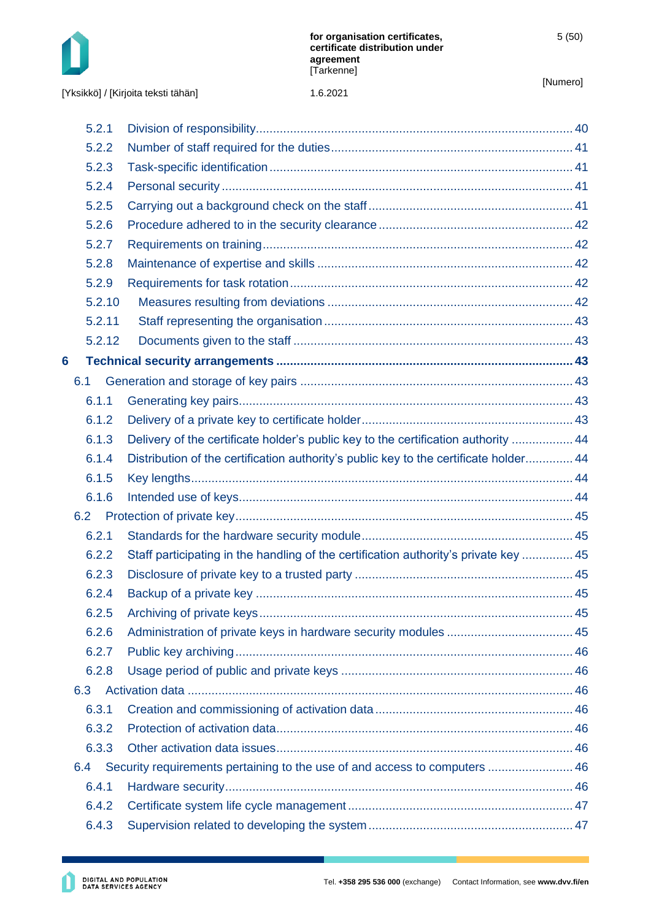5.2.1 Division of responsibility ........................................................................................ 40
5.2.2 Number of staff required for the duties ..................................................................... 41
5.2.3 Task-specific identification ........................................................................................ 41
5.2.4 Personal security ....................................................................................................... 41
5.2.5 Carrying out a background check on the staff ........................................................... 41
5.2.6 Procedure adhered to in the security clearance ........................................................ 42
5.2.7 Requirements on training ........................................................................................... 42
5.2.8 Maintenance of expertise and skills .......................................................................... 42
5.2.9 Requirements for task rotation ................................................................................. 42
5.2.10 Measures resulting from deviations ....................................................................... 42
5.2.11 Staff representing the organisation ........................................................................ 43
5.2.12 Documents given to the staff ................................................................................. 43

**6 Technical security arrangements ..................................................................................... 43**

6.1 Generation and storage of key pairs ............................................................................... 43
6.1.1 Generating key pairs ................................................................................................. 43
6.1.2 Delivery of a private key to certificate holder ............................................................. 43
6.1.3 Delivery of the certificate holder's public key to the certification authority ................. 44
6.1.4 Distribution of the certification authority's public key to the certificate holder ............. 44
6.1.5 Key lengths ................................................................................................................ 44
6.1.6 Intended use of keys ................................................................................................. 44
6.2 Protection of private key ................................................................................................. 45
6.2.1 Standards for the hardware security module ............................................................. 45
6.2.2 Staff participating in the handling of the certification authority's private key ............... 45
6.2.3 Disclosure of private key to a trusted party ............................................................... 45
6.2.4 Backup of a private key ............................................................................................. 45
6.2.5 Archiving of private keys ........................................................................................... 45
6.2.6 Administration of private keys in hardware security modules .................................... 45
6.2.7 Public key archiving ................................................................................................... 46
6.2.8 Usage period of public and private keys .................................................................... 46
6.3 Activation data ................................................................................................................ 46
6.3.1 Creation and commissioning of activation data ......................................................... 46
6.3.2 Protection of activation data ....................................................................................... 46
6.3.3 Other activation data issues ...................................................................................... 46
6.4 Security requirements pertaining to the use of and access to computers ......................... 46
6.4.1 Hardware security ..................................................................................................... 46
6.4.2 Certificate system life cycle management ................................................................. 47
6.4.3 Supervision related to developing the system ........................................................... 47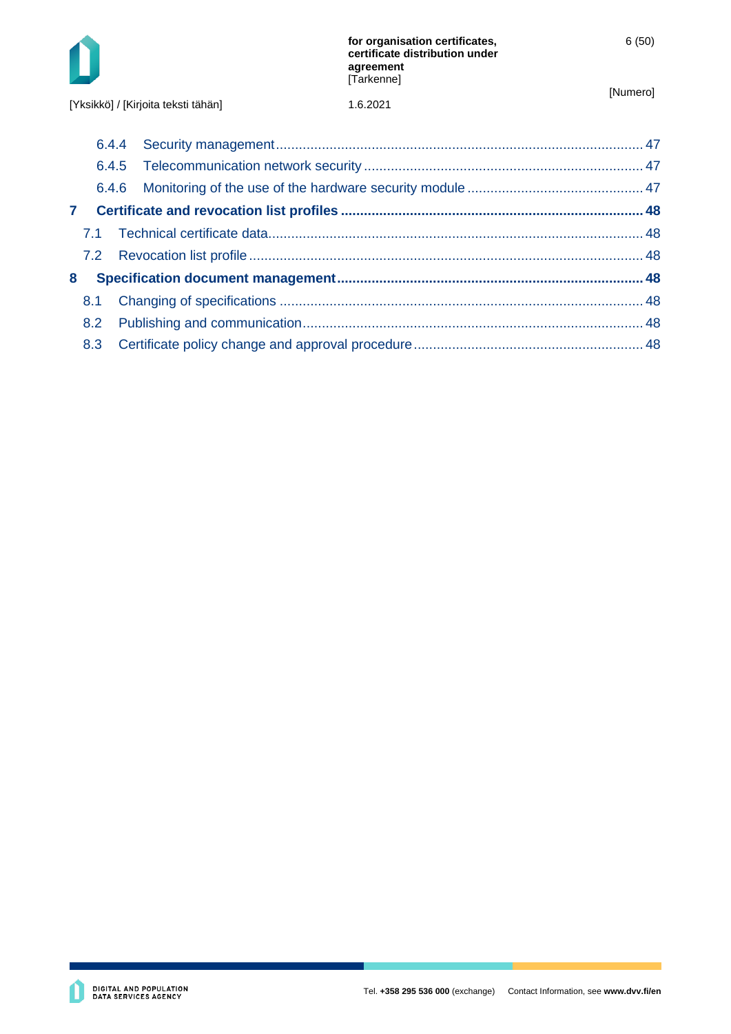6.4.4 Security management ... 47

6.4.5 Telecommunication network security ... 47

6.4.6 Monitoring of the use of the hardware security module ... 47

**7 Certificate and revocation list profiles ... 48**

7.1 Technical certificate data ... 48

7.2 Revocation list profile ... 48

**8 Specification document management ... 48**

8.1 Changing of specifications ... 48

8.2 Publishing and communication ... 48

8.3 Certificate policy change and approval procedure ... 48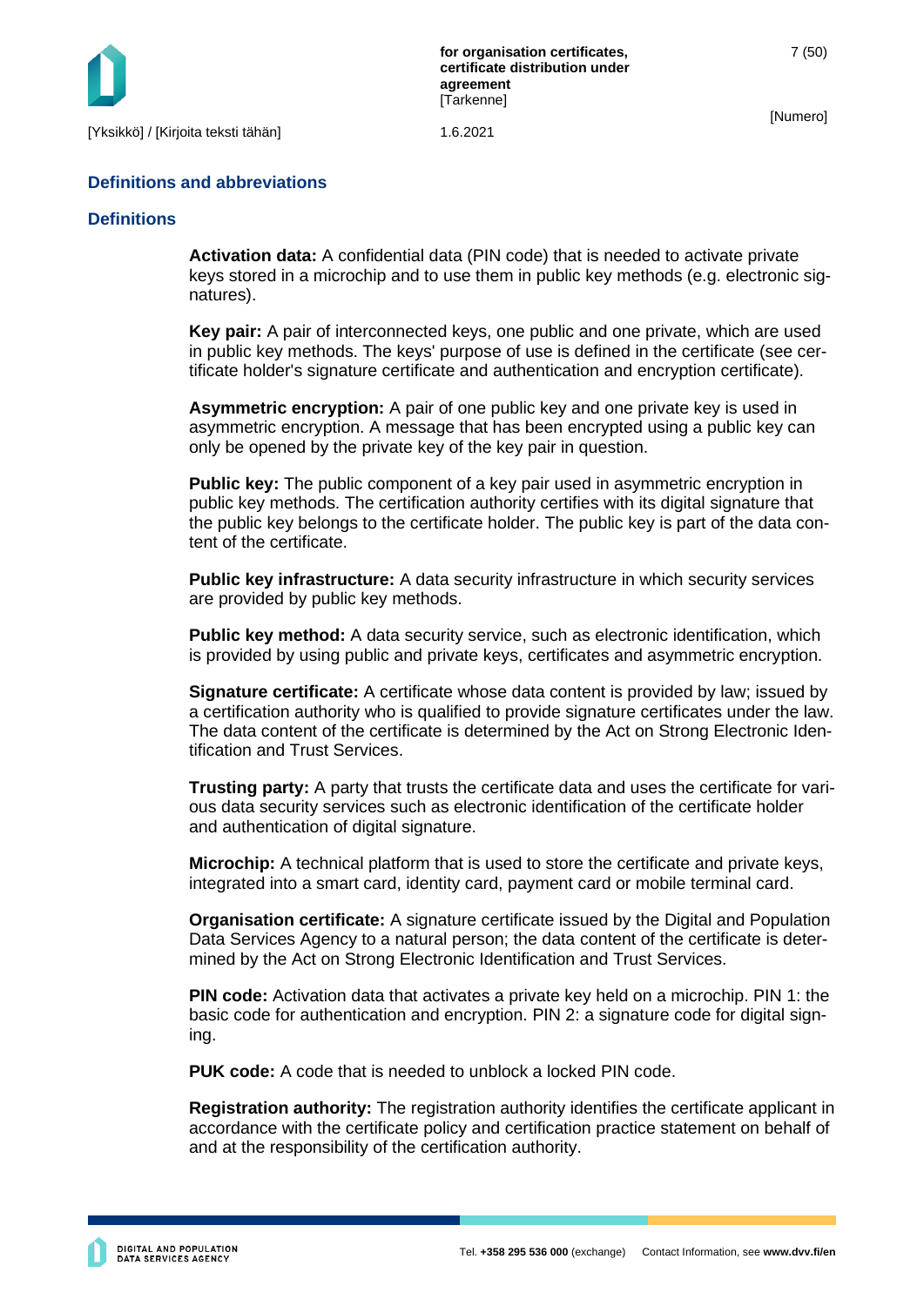## Definitions and abbreviations

### Definitions

**Activation data:** A confidential data (PIN code) that is needed to activate private keys stored in a microchip and to use them in public key methods (e.g. electronic signatures).

**Key pair:** A pair of interconnected keys, one public and one private, which are used in public key methods. The keys' purpose of use is defined in the certificate (see certificate holder's signature certificate and authentication and encryption certificate).

**Asymmetric encryption:** A pair of one public key and one private key is used in asymmetric encryption. A message that has been encrypted using a public key can only be opened by the private key of the key pair in question.

**Public key:** The public component of a key pair used in asymmetric encryption in public key methods. The certification authority certifies with its digital signature that the public key belongs to the certificate holder. The public key is part of the data content of the certificate.

**Public key infrastructure:** A data security infrastructure in which security services are provided by public key methods.

**Public key method:** A data security service, such as electronic identification, which is provided by using public and private keys, certificates and asymmetric encryption.

**Signature certificate:** A certificate whose data content is provided by law; issued by a certification authority who is qualified to provide signature certificates under the law. The data content of the certificate is determined by the Act on Strong Electronic Identification and Trust Services.

**Trusting party:** A party that trusts the certificate data and uses the certificate for various data security services such as electronic identification of the certificate holder and authentication of digital signature.

**Microchip:** A technical platform that is used to store the certificate and private keys, integrated into a smart card, identity card, payment card or mobile terminal card.

**Organisation certificate:** A signature certificate issued by the Digital and Population Data Services Agency to a natural person; the data content of the certificate is determined by the Act on Strong Electronic Identification and Trust Services.

**PIN code:** Activation data that activates a private key held on a microchip. PIN 1: the basic code for authentication and encryption. PIN 2: a signature code for digital signing.

**PUK code:** A code that is needed to unblock a locked PIN code.

**Registration authority:** The registration authority identifies the certificate applicant in accordance with the certificate policy and certification practice statement on behalf of and at the responsibility of the certification authority.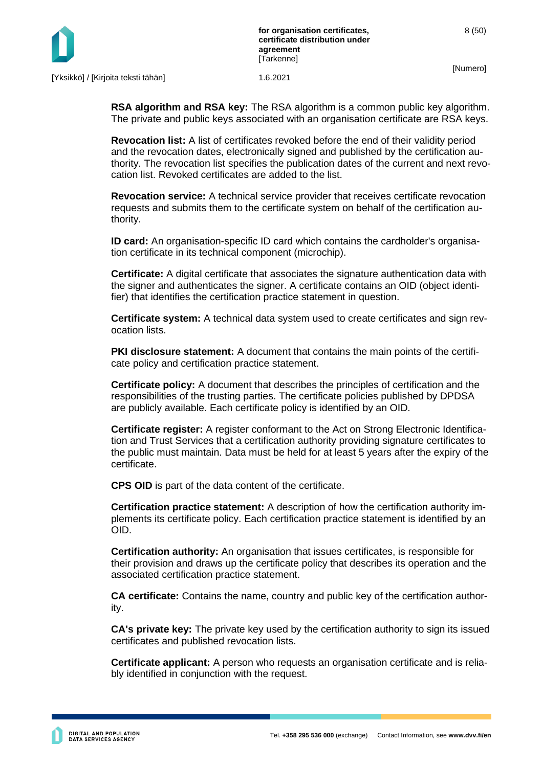**RSA algorithm and RSA key:** The RSA algorithm is a common public key algorithm. The private and public keys associated with an organisation certificate are RSA keys.

**Revocation list:** A list of certificates revoked before the end of their validity period and the revocation dates, electronically signed and published by the certification authority. The revocation list specifies the publication dates of the current and next revocation list. Revoked certificates are added to the list.

**Revocation service:** A technical service provider that receives certificate revocation requests and submits them to the certificate system on behalf of the certification authority.

**ID card:** An organisation-specific ID card which contains the cardholder's organisation certificate in its technical component (microchip).

**Certificate:** A digital certificate that associates the signature authentication data with the signer and authenticates the signer. A certificate contains an OID (object identifier) that identifies the certification practice statement in question.

**Certificate system:** A technical data system used to create certificates and sign revocation lists.

**PKI disclosure statement:** A document that contains the main points of the certificate policy and certification practice statement.

**Certificate policy:** A document that describes the principles of certification and the responsibilities of the trusting parties. The certificate policies published by DPDSA are publicly available. Each certificate policy is identified by an OID.

**Certificate register:** A register conformant to the Act on Strong Electronic Identification and Trust Services that a certification authority providing signature certificates to the public must maintain. Data must be held for at least 5 years after the expiry of the certificate.

**CPS OID** is part of the data content of the certificate.

**Certification practice statement:** A description of how the certification authority implements its certificate policy. Each certification practice statement is identified by an OID.

**Certification authority:** An organisation that issues certificates, is responsible for their provision and draws up the certificate policy that describes its operation and the associated certification practice statement.

**CA certificate:** Contains the name, country and public key of the certification authority.

**CA's private key:** The private key used by the certification authority to sign its issued certificates and published revocation lists.

**Certificate applicant:** A person who requests an organisation certificate and is reliably identified in conjunction with the request.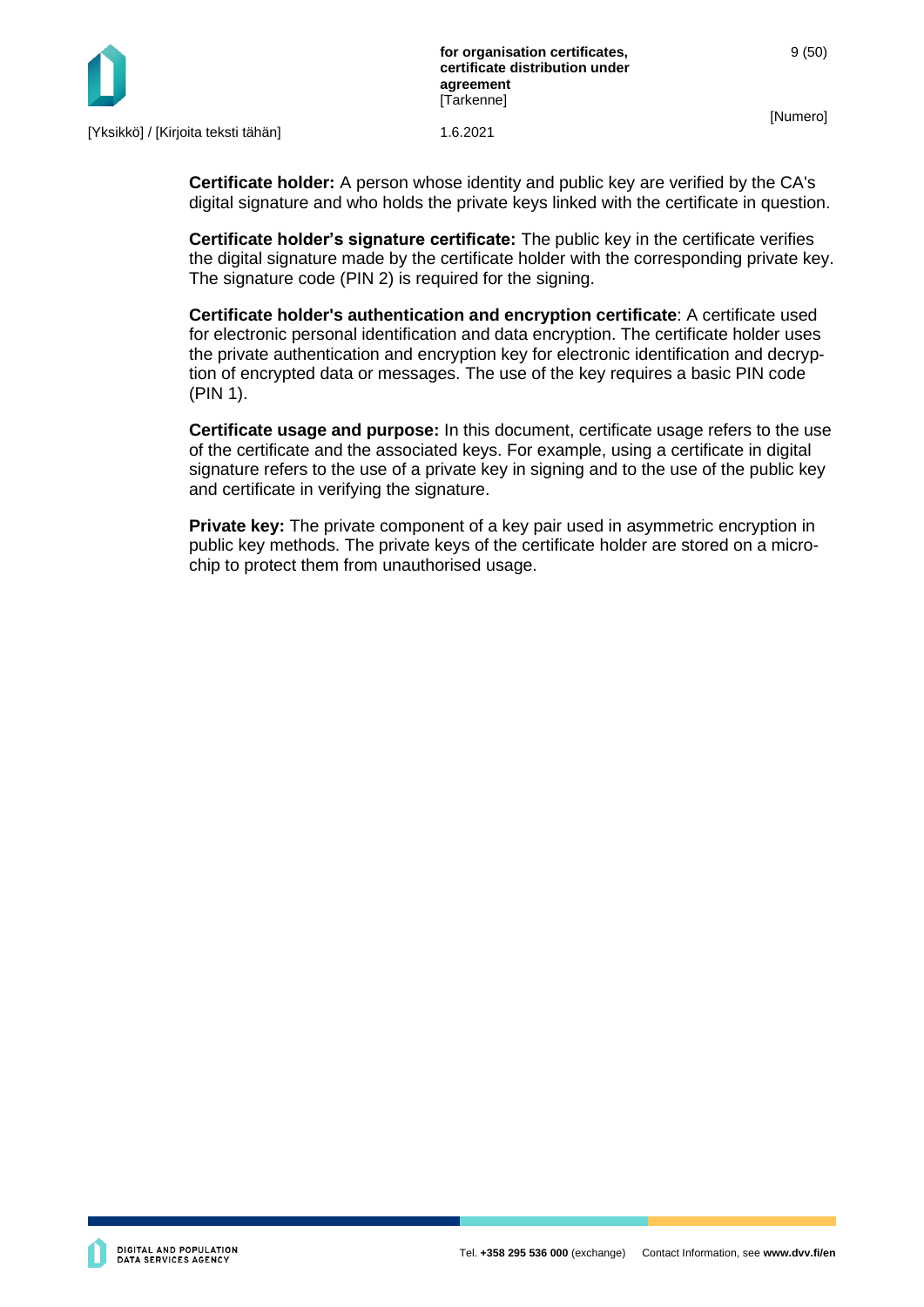**Certificate holder:** A person whose identity and public key are verified by the CA's digital signature and who holds the private keys linked with the certificate in question.

**Certificate holder's signature certificate:** The public key in the certificate verifies the digital signature made by the certificate holder with the corresponding private key. The signature code (PIN 2) is required for the signing.

**Certificate holder's authentication and encryption certificate**: A certificate used for electronic personal identification and data encryption. The certificate holder uses the private authentication and encryption key for electronic identification and decryption of encrypted data or messages. The use of the key requires a basic PIN code (PIN 1).

**Certificate usage and purpose:** In this document, certificate usage refers to the use of the certificate and the associated keys. For example, using a certificate in digital signature refers to the use of a private key in signing and to the use of the public key and certificate in verifying the signature.

**Private key:** The private component of a key pair used in asymmetric encryption in public key methods. The private keys of the certificate holder are stored on a microchip to protect them from unauthorised usage.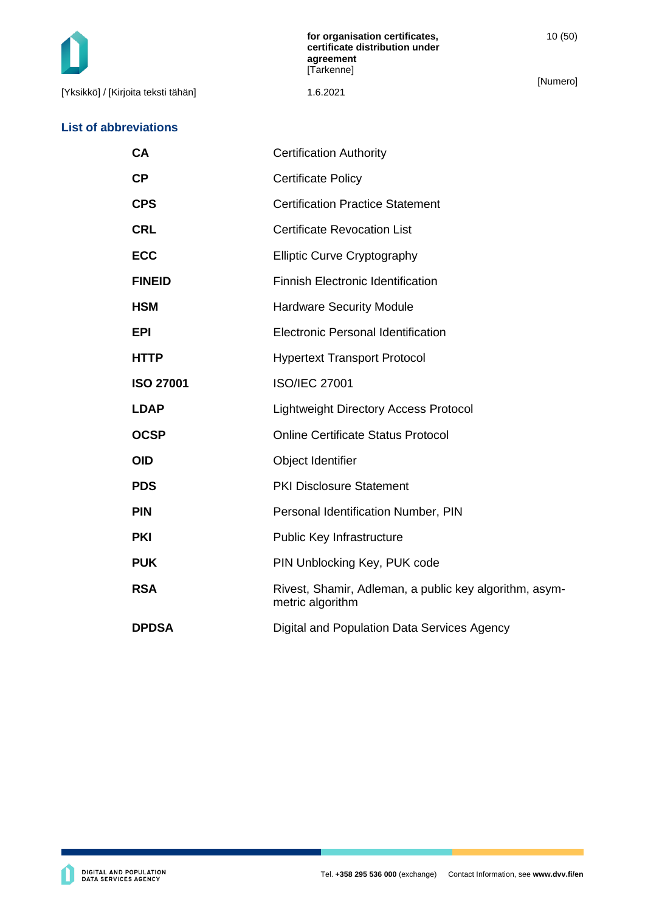## List of abbreviations

| | |
|---|---|
| **CA** | Certification Authority |
| **CP** | Certificate Policy |
| **CPS** | Certification Practice Statement |
| **CRL** | Certificate Revocation List |
| **ECC** | Elliptic Curve Cryptography |
| **FINEID** | Finnish Electronic Identification |
| **HSM** | Hardware Security Module |
| **EPI** | Electronic Personal Identification |
| **HTTP** | Hypertext Transport Protocol |
| **ISO 27001** | ISO/IEC 27001 |
| **LDAP** | Lightweight Directory Access Protocol |
| **OCSP** | Online Certificate Status Protocol |
| **OID** | Object Identifier |
| **PDS** | PKI Disclosure Statement |
| **PIN** | Personal Identification Number, PIN |
| **PKI** | Public Key Infrastructure |
| **PUK** | PIN Unblocking Key, PUK code |
| **RSA** | Rivest, Shamir, Adleman, a public key algorithm, asymmetric algorithm |
| **DPDSA** | Digital and Population Data Services Agency |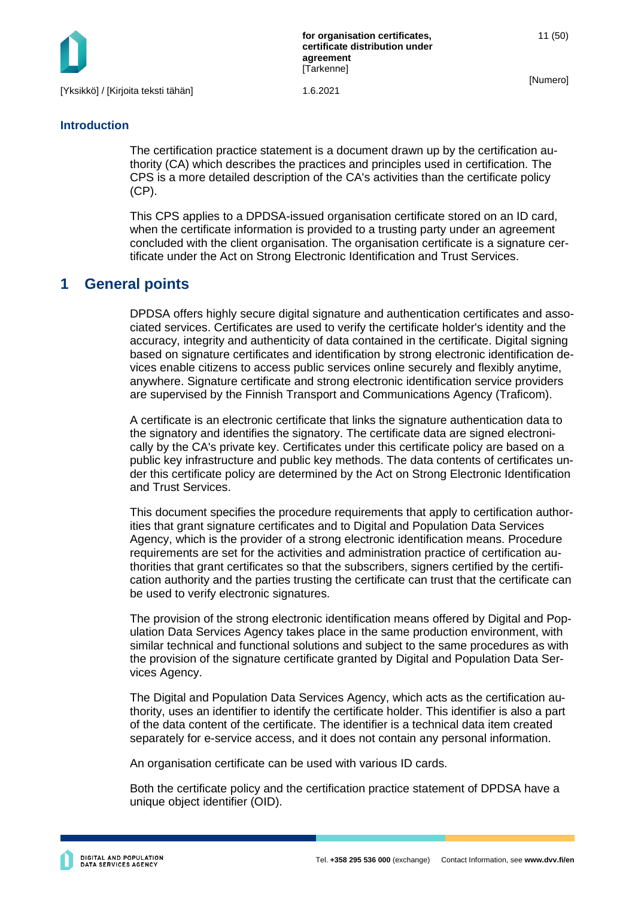## Introduction

The certification practice statement is a document drawn up by the certification authority (CA) which describes the practices and principles used in certification. The CPS is a more detailed description of the CA's activities than the certificate policy (CP).

This CPS applies to a DPDSA-issued organisation certificate stored on an ID card, when the certificate information is provided to a trusting party under an agreement concluded with the client organisation. The organisation certificate is a signature certificate under the Act on Strong Electronic Identification and Trust Services.

# 1 General points

DPDSA offers highly secure digital signature and authentication certificates and associated services. Certificates are used to verify the certificate holder's identity and the accuracy, integrity and authenticity of data contained in the certificate. Digital signing based on signature certificates and identification by strong electronic identification devices enable citizens to access public services online securely and flexibly anytime, anywhere. Signature certificate and strong electronic identification service providers are supervised by the Finnish Transport and Communications Agency (Traficom).

A certificate is an electronic certificate that links the signature authentication data to the signatory and identifies the signatory. The certificate data are signed electronically by the CA's private key. Certificates under this certificate policy are based on a public key infrastructure and public key methods. The data contents of certificates under this certificate policy are determined by the Act on Strong Electronic Identification and Trust Services.

This document specifies the procedure requirements that apply to certification authorities that grant signature certificates and to Digital and Population Data Services Agency, which is the provider of a strong electronic identification means. Procedure requirements are set for the activities and administration practice of certification authorities that grant certificates so that the subscribers, signers certified by the certification authority and the parties trusting the certificate can trust that the certificate can be used to verify electronic signatures.

The provision of the strong electronic identification means offered by Digital and Population Data Services Agency takes place in the same production environment, with similar technical and functional solutions and subject to the same procedures as with the provision of the signature certificate granted by Digital and Population Data Services Agency.

The Digital and Population Data Services Agency, which acts as the certification authority, uses an identifier to identify the certificate holder. This identifier is also a part of the data content of the certificate. The identifier is a technical data item created separately for e-service access, and it does not contain any personal information.

An organisation certificate can be used with various ID cards.

Both the certificate policy and the certification practice statement of DPDSA have a unique object identifier (OID).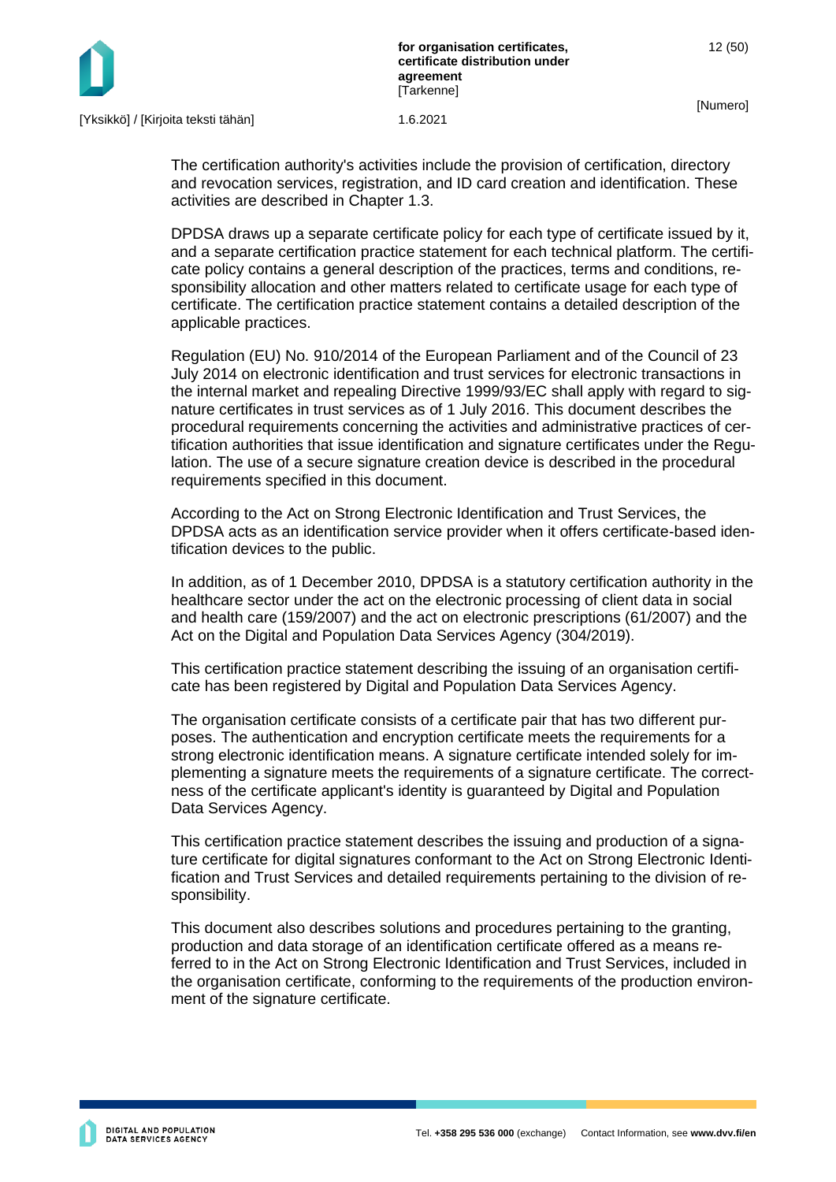The certification authority's activities include the provision of certification, directory and revocation services, registration, and ID card creation and identification. These activities are described in Chapter 1.3.

DPDSA draws up a separate certificate policy for each type of certificate issued by it, and a separate certification practice statement for each technical platform. The certificate policy contains a general description of the practices, terms and conditions, responsibility allocation and other matters related to certificate usage for each type of certificate. The certification practice statement contains a detailed description of the applicable practices.

Regulation (EU) No. 910/2014 of the European Parliament and of the Council of 23 July 2014 on electronic identification and trust services for electronic transactions in the internal market and repealing Directive 1999/93/EC shall apply with regard to signature certificates in trust services as of 1 July 2016. This document describes the procedural requirements concerning the activities and administrative practices of certification authorities that issue identification and signature certificates under the Regulation. The use of a secure signature creation device is described in the procedural requirements specified in this document.

According to the Act on Strong Electronic Identification and Trust Services, the DPDSA acts as an identification service provider when it offers certificate-based identification devices to the public.

In addition, as of 1 December 2010, DPDSA is a statutory certification authority in the healthcare sector under the act on the electronic processing of client data in social and health care (159/2007) and the act on electronic prescriptions (61/2007) and the Act on the Digital and Population Data Services Agency (304/2019).

This certification practice statement describing the issuing of an organisation certificate has been registered by Digital and Population Data Services Agency.

The organisation certificate consists of a certificate pair that has two different purposes. The authentication and encryption certificate meets the requirements for a strong electronic identification means. A signature certificate intended solely for implementing a signature meets the requirements of a signature certificate. The correctness of the certificate applicant's identity is guaranteed by Digital and Population Data Services Agency.

This certification practice statement describes the issuing and production of a signature certificate for digital signatures conformant to the Act on Strong Electronic Identification and Trust Services and detailed requirements pertaining to the division of responsibility.

This document also describes solutions and procedures pertaining to the granting, production and data storage of an identification certificate offered as a means referred to in the Act on Strong Electronic Identification and Trust Services, included in the organisation certificate, conforming to the requirements of the production environment of the signature certificate.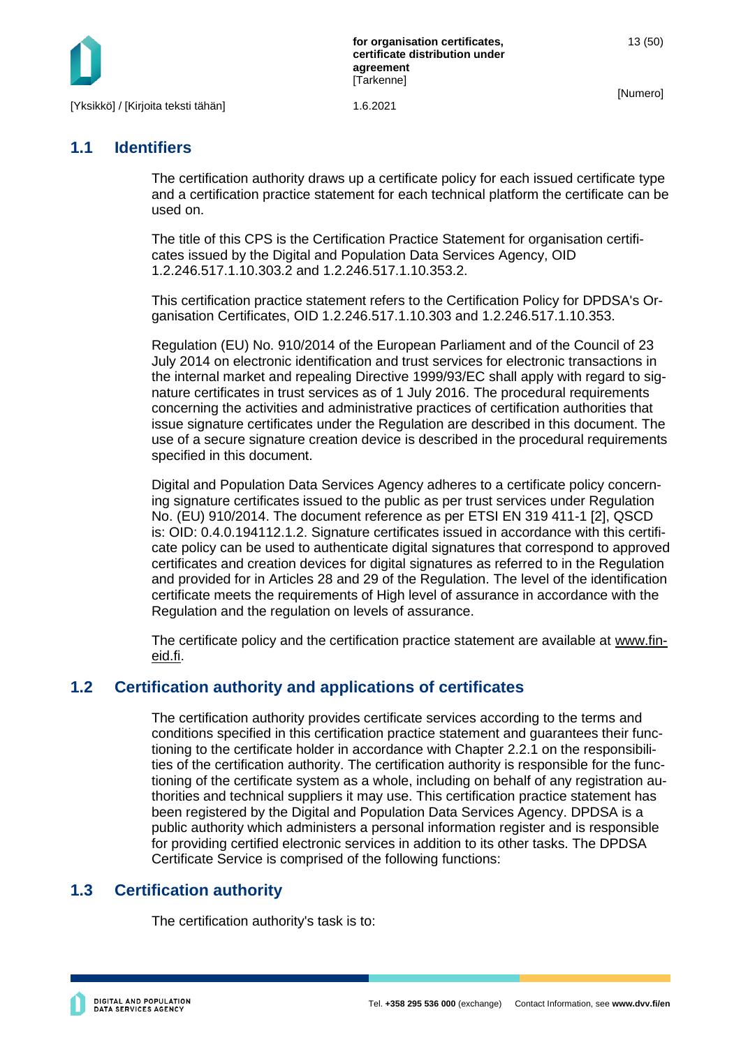## 1.1 Identifiers

The certification authority draws up a certificate policy for each issued certificate type and a certification practice statement for each technical platform the certificate can be used on.

The title of this CPS is the Certification Practice Statement for organisation certificates issued by the Digital and Population Data Services Agency, OID 1.2.246.517.1.10.303.2 and 1.2.246.517.1.10.353.2.

This certification practice statement refers to the Certification Policy for DPDSA's Organisation Certificates, OID 1.2.246.517.1.10.303 and 1.2.246.517.1.10.353.

Regulation (EU) No. 910/2014 of the European Parliament and of the Council of 23 July 2014 on electronic identification and trust services for electronic transactions in the internal market and repealing Directive 1999/93/EC shall apply with regard to signature certificates in trust services as of 1 July 2016. The procedural requirements concerning the activities and administrative practices of certification authorities that issue signature certificates under the Regulation are described in this document. The use of a secure signature creation device is described in the procedural requirements specified in this document.

Digital and Population Data Services Agency adheres to a certificate policy concerning signature certificates issued to the public as per trust services under Regulation No. (EU) 910/2014. The document reference as per ETSI EN 319 411-1 [2], QSCD is: OID: 0.4.0.194112.1.2. Signature certificates issued in accordance with this certificate policy can be used to authenticate digital signatures that correspond to approved certificates and creation devices for digital signatures as referred to in the Regulation and provided for in Articles 28 and 29 of the Regulation. The level of the identification certificate meets the requirements of High level of assurance in accordance with the Regulation and the regulation on levels of assurance.

The certificate policy and the certification practice statement are available at www.fineid.fi.

## 1.2 Certification authority and applications of certificates

The certification authority provides certificate services according to the terms and conditions specified in this certification practice statement and guarantees their functioning to the certificate holder in accordance with Chapter 2.2.1 on the responsibilities of the certification authority. The certification authority is responsible for the functioning of the certificate system as a whole, including on behalf of any registration authorities and technical suppliers it may use. This certification practice statement has been registered by the Digital and Population Data Services Agency. DPDSA is a public authority which administers a personal information register and is responsible for providing certified electronic services in addition to its other tasks. The DPDSA Certificate Service is comprised of the following functions:

## 1.3 Certification authority

The certification authority's task is to: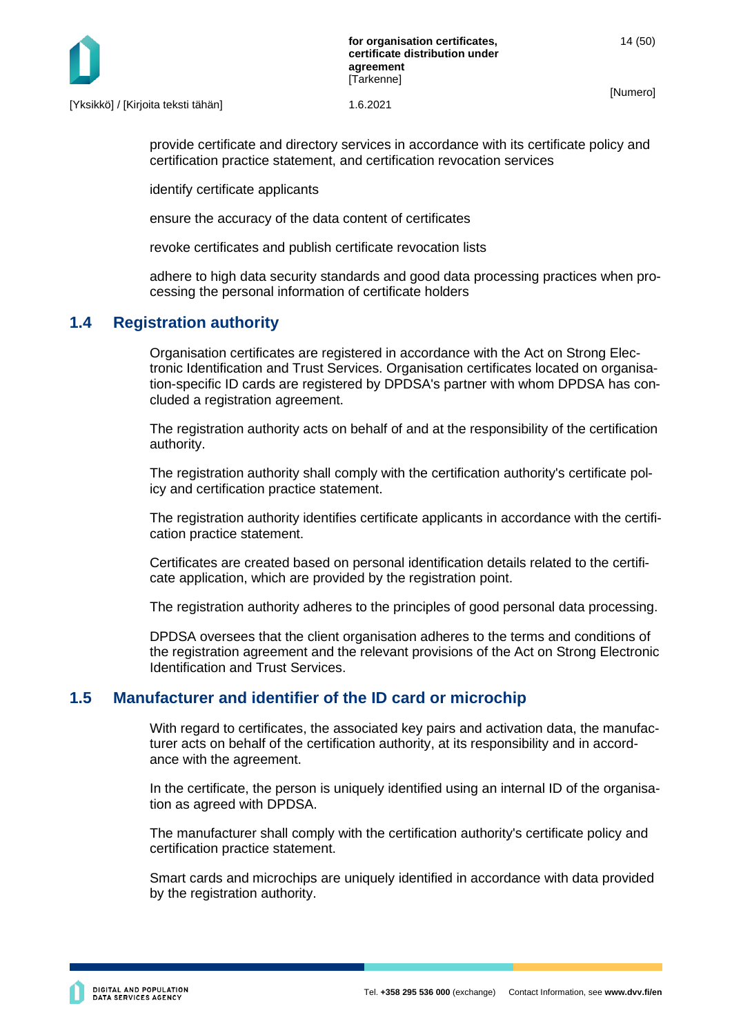provide certificate and directory services in accordance with its certificate policy and certification practice statement, and certification revocation services

identify certificate applicants

ensure the accuracy of the data content of certificates

revoke certificates and publish certificate revocation lists

adhere to high data security standards and good data processing practices when processing the personal information of certificate holders

## 1.4 Registration authority

Organisation certificates are registered in accordance with the Act on Strong Electronic Identification and Trust Services. Organisation certificates located on organisation-specific ID cards are registered by DPDSA's partner with whom DPDSA has concluded a registration agreement.

The registration authority acts on behalf of and at the responsibility of the certification authority.

The registration authority shall comply with the certification authority's certificate policy and certification practice statement.

The registration authority identifies certificate applicants in accordance with the certification practice statement.

Certificates are created based on personal identification details related to the certificate application, which are provided by the registration point.

The registration authority adheres to the principles of good personal data processing.

DPDSA oversees that the client organisation adheres to the terms and conditions of the registration agreement and the relevant provisions of the Act on Strong Electronic Identification and Trust Services.

## 1.5 Manufacturer and identifier of the ID card or microchip

With regard to certificates, the associated key pairs and activation data, the manufacturer acts on behalf of the certification authority, at its responsibility and in accordance with the agreement.

In the certificate, the person is uniquely identified using an internal ID of the organisation as agreed with DPDSA.

The manufacturer shall comply with the certification authority's certificate policy and certification practice statement.

Smart cards and microchips are uniquely identified in accordance with data provided by the registration authority.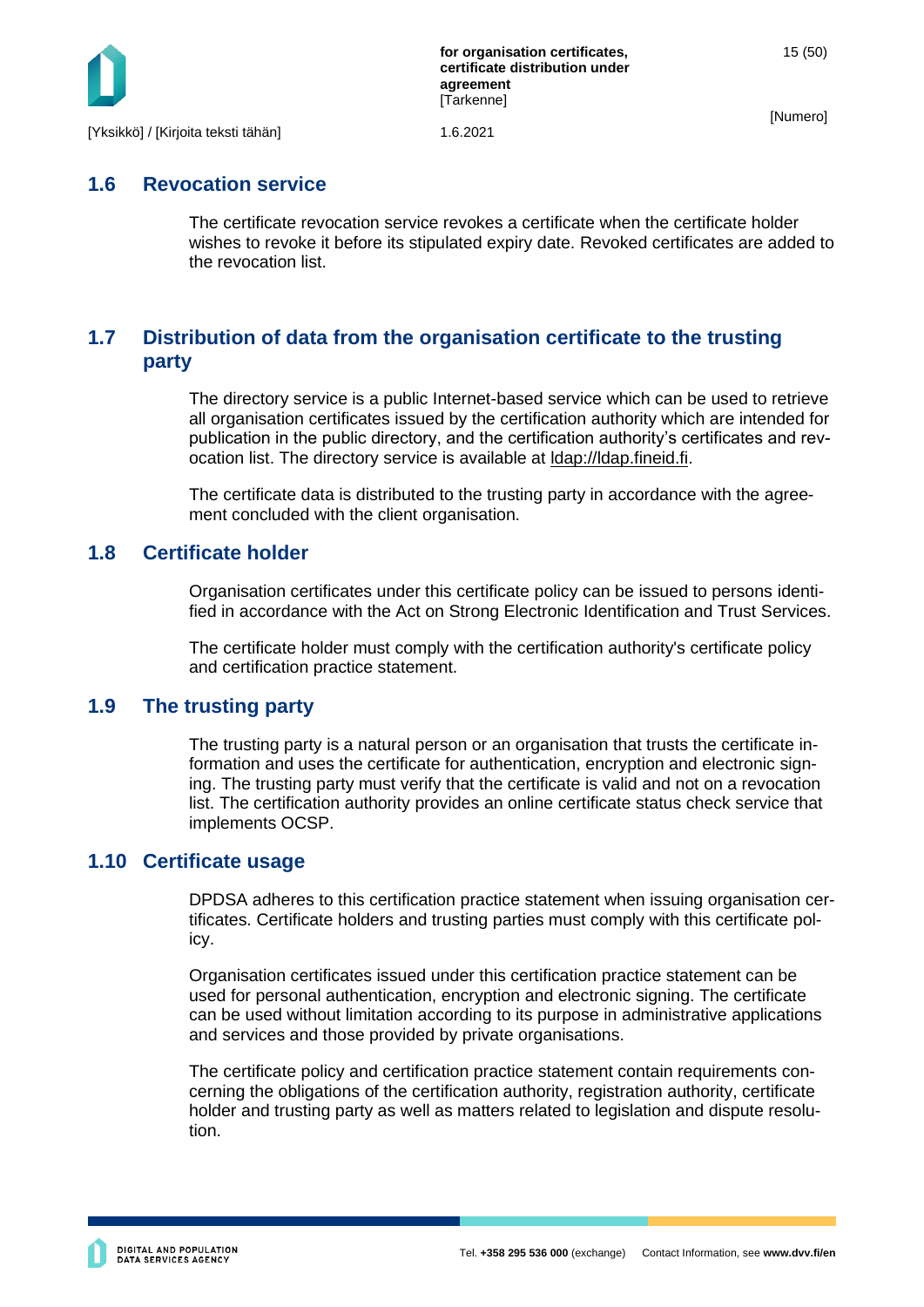## 1.6 Revocation service

The certificate revocation service revokes a certificate when the certificate holder wishes to revoke it before its stipulated expiry date. Revoked certificates are added to the revocation list.

## 1.7 Distribution of data from the organisation certificate to the trusting party

The directory service is a public Internet-based service which can be used to retrieve all organisation certificates issued by the certification authority which are intended for publication in the public directory, and the certification authority's certificates and revocation list. The directory service is available at ldap://ldap.fineid.fi.

The certificate data is distributed to the trusting party in accordance with the agreement concluded with the client organisation.

## 1.8 Certificate holder

Organisation certificates under this certificate policy can be issued to persons identified in accordance with the Act on Strong Electronic Identification and Trust Services.

The certificate holder must comply with the certification authority's certificate policy and certification practice statement.

## 1.9 The trusting party

The trusting party is a natural person or an organisation that trusts the certificate information and uses the certificate for authentication, encryption and electronic signing. The trusting party must verify that the certificate is valid and not on a revocation list. The certification authority provides an online certificate status check service that implements OCSP.

## 1.10 Certificate usage

DPDSA adheres to this certification practice statement when issuing organisation certificates. Certificate holders and trusting parties must comply with this certificate policy.

Organisation certificates issued under this certification practice statement can be used for personal authentication, encryption and electronic signing. The certificate can be used without limitation according to its purpose in administrative applications and services and those provided by private organisations.

The certificate policy and certification practice statement contain requirements concerning the obligations of the certification authority, registration authority, certificate holder and trusting party as well as matters related to legislation and dispute resolution.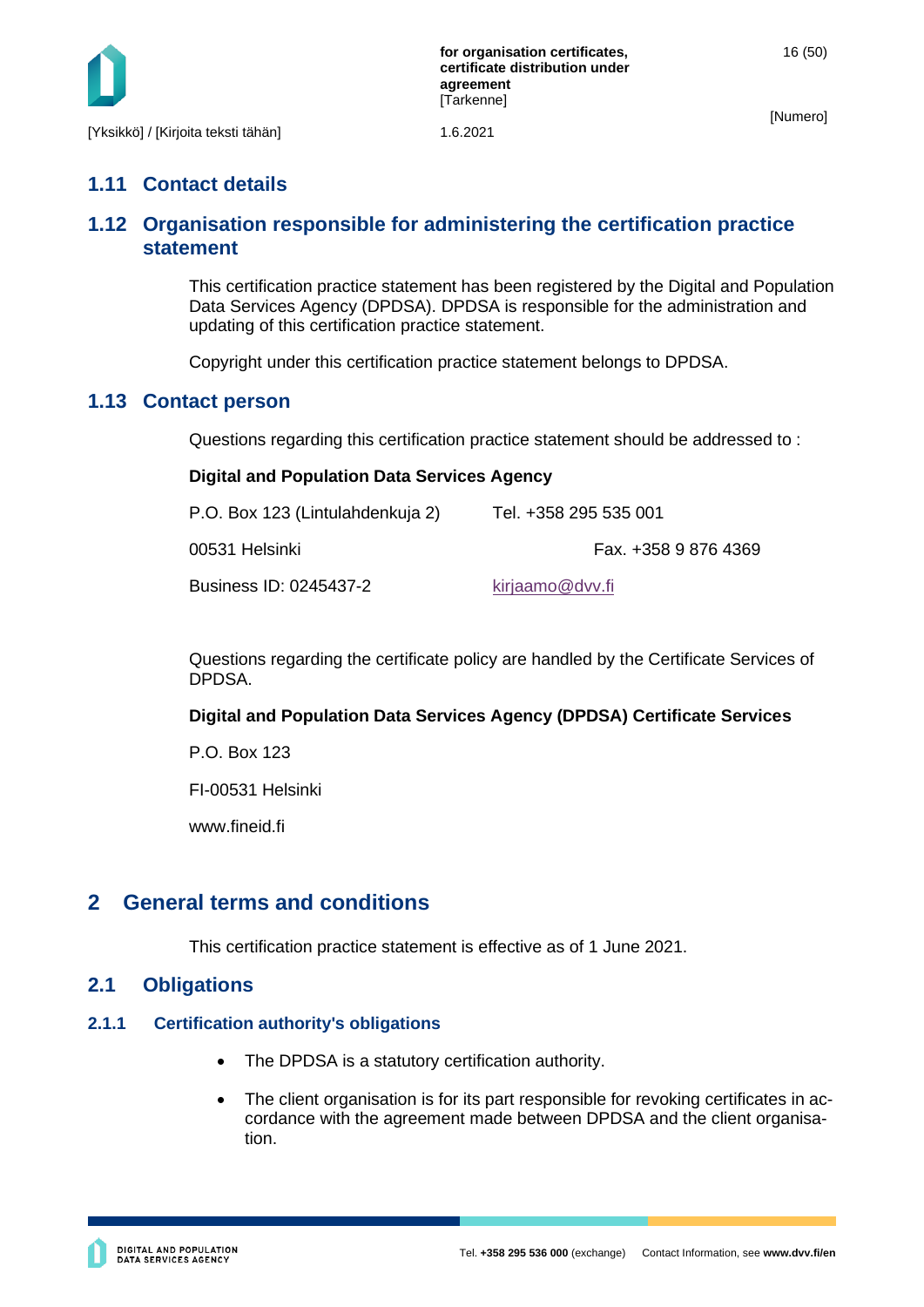## 1.11 Contact details

## 1.12 Organisation responsible for administering the certification practice statement

This certification practice statement has been registered by the Digital and Population Data Services Agency (DPDSA). DPDSA is responsible for the administration and updating of this certification practice statement.

Copyright under this certification practice statement belongs to DPDSA.

## 1.13 Contact person

Questions regarding this certification practice statement should be addressed to :

**Digital and Population Data Services Agency**

P.O. Box 123 (Lintulahdenkuja 2) Tel. +358 295 535 001

00531 Helsinki Fax. +358 9 876 4369

Business ID: 0245437-2 kirjaamo@dvv.fi

Questions regarding the certificate policy are handled by the Certificate Services of DPDSA.

**Digital and Population Data Services Agency (DPDSA) Certificate Services**

P.O. Box 123

FI-00531 Helsinki

www.fineid.fi

# 2 General terms and conditions

This certification practice statement is effective as of 1 June 2021.

## 2.1 Obligations

### 2.1.1 Certification authority's obligations

- The DPDSA is a statutory certification authority.
- The client organisation is for its part responsible for revoking certificates in accordance with the agreement made between DPDSA and the client organisation.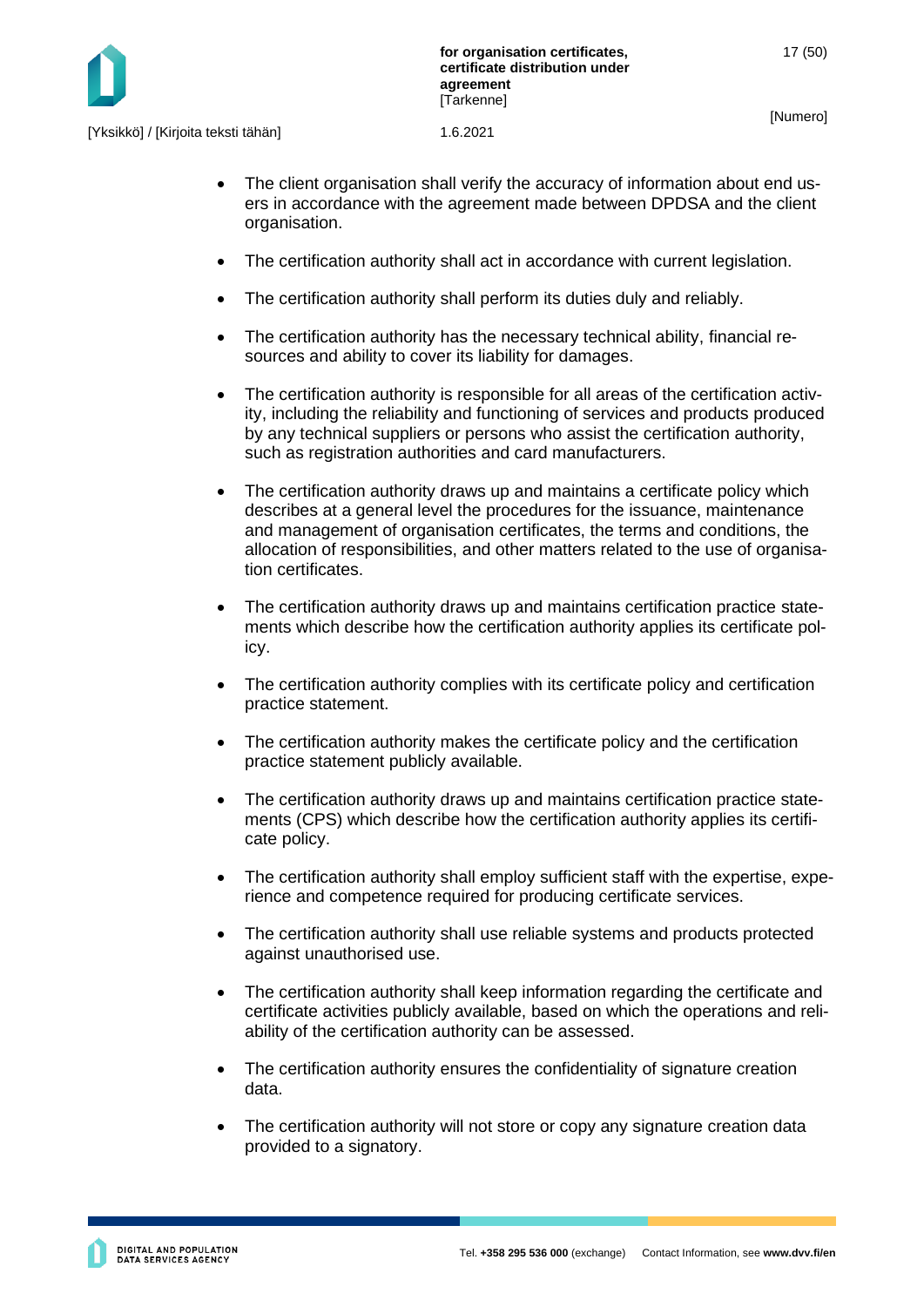- The client organisation shall verify the accuracy of information about end users in accordance with the agreement made between DPDSA and the client organisation.

- The certification authority shall act in accordance with current legislation.

- The certification authority shall perform its duties duly and reliably.

- The certification authority has the necessary technical ability, financial resources and ability to cover its liability for damages.

- The certification authority is responsible for all areas of the certification activity, including the reliability and functioning of services and products produced by any technical suppliers or persons who assist the certification authority, such as registration authorities and card manufacturers.

- The certification authority draws up and maintains a certificate policy which describes at a general level the procedures for the issuance, maintenance and management of organisation certificates, the terms and conditions, the allocation of responsibilities, and other matters related to the use of organisation certificates.

- The certification authority draws up and maintains certification practice statements which describe how the certification authority applies its certificate policy.

- The certification authority complies with its certificate policy and certification practice statement.

- The certification authority makes the certificate policy and the certification practice statement publicly available.

- The certification authority draws up and maintains certification practice statements (CPS) which describe how the certification authority applies its certificate policy.

- The certification authority shall employ sufficient staff with the expertise, experience and competence required for producing certificate services.

- The certification authority shall use reliable systems and products protected against unauthorised use.

- The certification authority shall keep information regarding the certificate and certificate activities publicly available, based on which the operations and reliability of the certification authority can be assessed.

- The certification authority ensures the confidentiality of signature creation data.

- The certification authority will not store or copy any signature creation data provided to a signatory.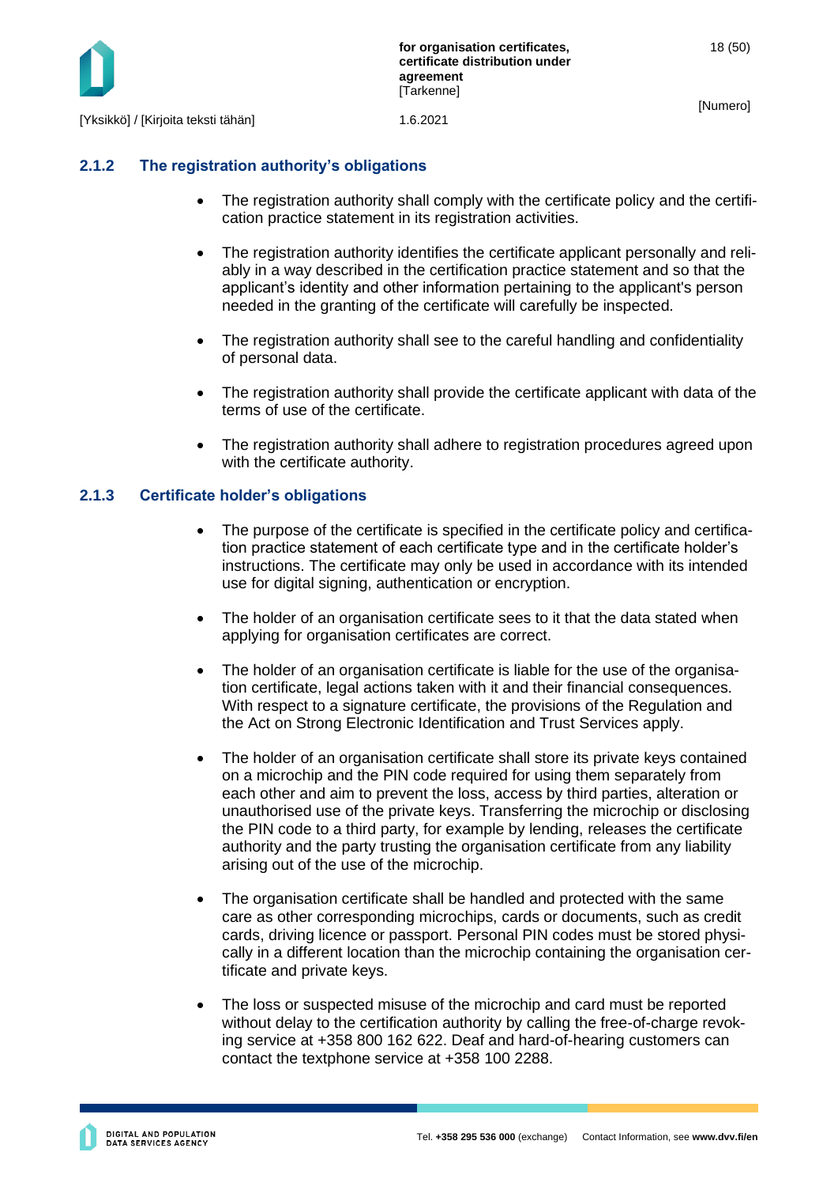### 2.1.2 The registration authority's obligations

- The registration authority shall comply with the certificate policy and the certification practice statement in its registration activities.
- The registration authority identifies the certificate applicant personally and reliably in a way described in the certification practice statement and so that the applicant's identity and other information pertaining to the applicant's person needed in the granting of the certificate will carefully be inspected.
- The registration authority shall see to the careful handling and confidentiality of personal data.
- The registration authority shall provide the certificate applicant with data of the terms of use of the certificate.
- The registration authority shall adhere to registration procedures agreed upon with the certificate authority.

### 2.1.3 Certificate holder's obligations

- The purpose of the certificate is specified in the certificate policy and certification practice statement of each certificate type and in the certificate holder's instructions. The certificate may only be used in accordance with its intended use for digital signing, authentication or encryption.
- The holder of an organisation certificate sees to it that the data stated when applying for organisation certificates are correct.
- The holder of an organisation certificate is liable for the use of the organisation certificate, legal actions taken with it and their financial consequences. With respect to a signature certificate, the provisions of the Regulation and the Act on Strong Electronic Identification and Trust Services apply.
- The holder of an organisation certificate shall store its private keys contained on a microchip and the PIN code required for using them separately from each other and aim to prevent the loss, access by third parties, alteration or unauthorised use of the private keys. Transferring the microchip or disclosing the PIN code to a third party, for example by lending, releases the certificate authority and the party trusting the organisation certificate from any liability arising out of the use of the microchip.
- The organisation certificate shall be handled and protected with the same care as other corresponding microchips, cards or documents, such as credit cards, driving licence or passport. Personal PIN codes must be stored physically in a different location than the microchip containing the organisation certificate and private keys.
- The loss or suspected misuse of the microchip and card must be reported without delay to the certification authority by calling the free-of-charge revoking service at +358 800 162 622. Deaf and hard-of-hearing customers can contact the textphone service at +358 100 2288.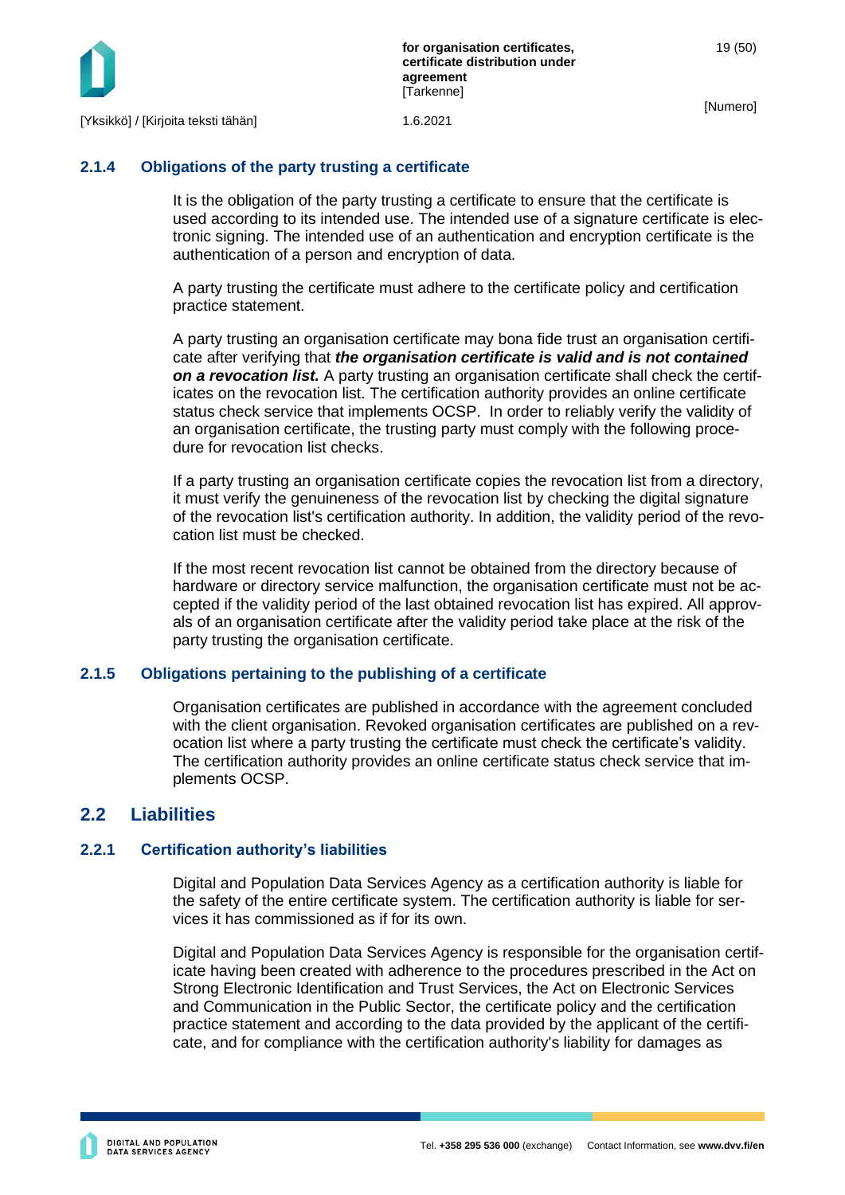### 2.1.4 Obligations of the party trusting a certificate

It is the obligation of the party trusting a certificate to ensure that the certificate is used according to its intended use. The intended use of a signature certificate is electronic signing. The intended use of an authentication and encryption certificate is the authentication of a person and encryption of data.

A party trusting the certificate must adhere to the certificate policy and certification practice statement.

A party trusting an organisation certificate may bona fide trust an organisation certificate after verifying that ***the organisation certificate is valid and is not contained on a revocation list.*** A party trusting an organisation certificate shall check the certificates on the revocation list. The certification authority provides an online certificate status check service that implements OCSP. In order to reliably verify the validity of an organisation certificate, the trusting party must comply with the following procedure for revocation list checks.

If a party trusting an organisation certificate copies the revocation list from a directory, it must verify the genuineness of the revocation list by checking the digital signature of the revocation list's certification authority. In addition, the validity period of the revocation list must be checked.

If the most recent revocation list cannot be obtained from the directory because of hardware or directory service malfunction, the organisation certificate must not be accepted if the validity period of the last obtained revocation list has expired. All approvals of an organisation certificate after the validity period take place at the risk of the party trusting the organisation certificate.

### 2.1.5 Obligations pertaining to the publishing of a certificate

Organisation certificates are published in accordance with the agreement concluded with the client organisation. Revoked organisation certificates are published on a revocation list where a party trusting the certificate must check the certificate's validity. The certification authority provides an online certificate status check service that implements OCSP.

## 2.2 Liabilities

### 2.2.1 Certification authority's liabilities

Digital and Population Data Services Agency as a certification authority is liable for the safety of the entire certificate system. The certification authority is liable for services it has commissioned as if for its own.

Digital and Population Data Services Agency is responsible for the organisation certificate having been created with adherence to the procedures prescribed in the Act on Strong Electronic Identification and Trust Services, the Act on Electronic Services and Communication in the Public Sector, the certificate policy and the certification practice statement and according to the data provided by the applicant of the certificate, and for compliance with the certification authority's liability for damages as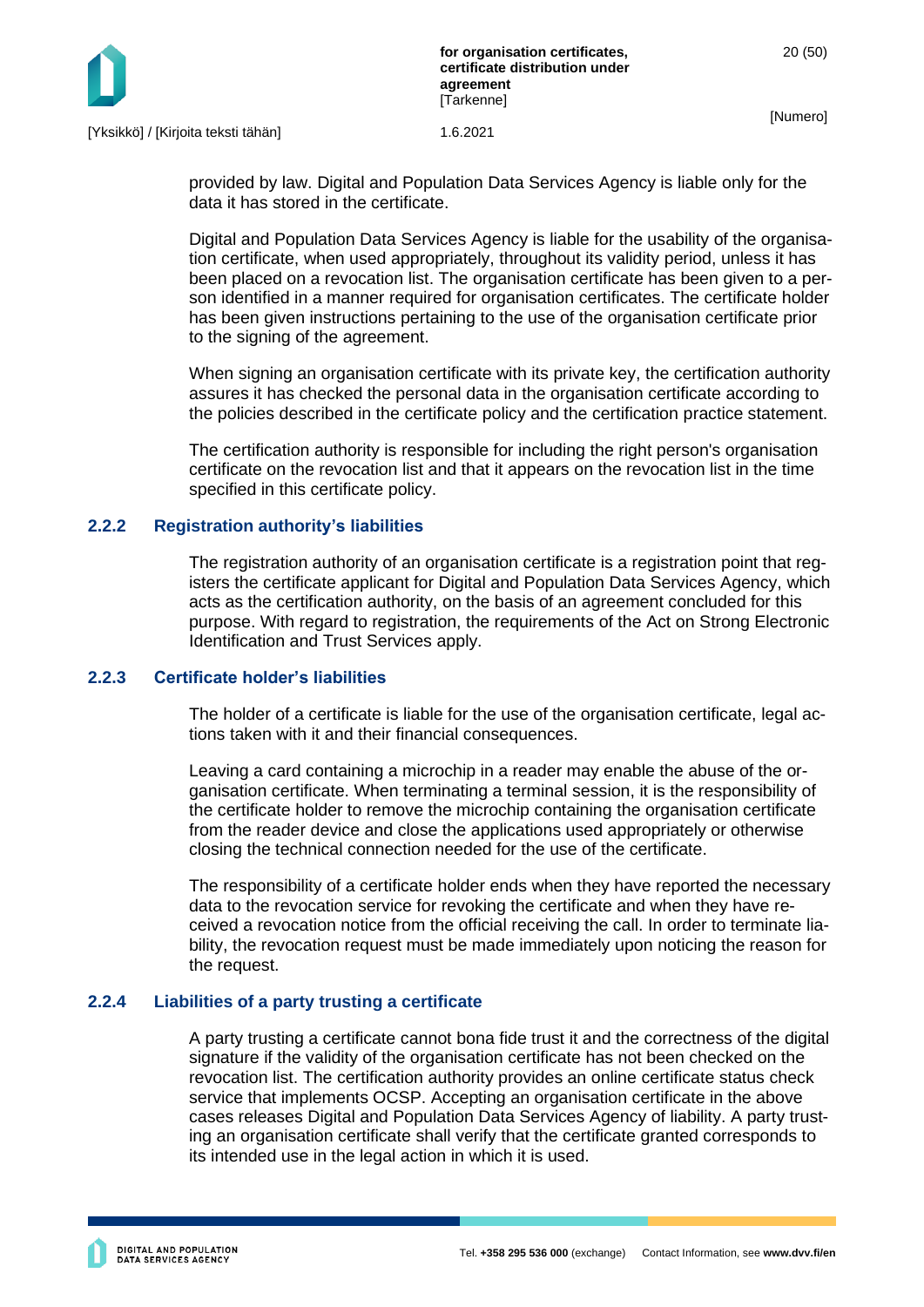provided by law. Digital and Population Data Services Agency is liable only for the data it has stored in the certificate.

Digital and Population Data Services Agency is liable for the usability of the organisation certificate, when used appropriately, throughout its validity period, unless it has been placed on a revocation list. The organisation certificate has been given to a person identified in a manner required for organisation certificates. The certificate holder has been given instructions pertaining to the use of the organisation certificate prior to the signing of the agreement.

When signing an organisation certificate with its private key, the certification authority assures it has checked the personal data in the organisation certificate according to the policies described in the certificate policy and the certification practice statement.

The certification authority is responsible for including the right person's organisation certificate on the revocation list and that it appears on the revocation list in the time specified in this certificate policy.

### 2.2.2 Registration authority's liabilities

The registration authority of an organisation certificate is a registration point that registers the certificate applicant for Digital and Population Data Services Agency, which acts as the certification authority, on the basis of an agreement concluded for this purpose. With regard to registration, the requirements of the Act on Strong Electronic Identification and Trust Services apply.

### 2.2.3 Certificate holder's liabilities

The holder of a certificate is liable for the use of the organisation certificate, legal actions taken with it and their financial consequences.

Leaving a card containing a microchip in a reader may enable the abuse of the organisation certificate. When terminating a terminal session, it is the responsibility of the certificate holder to remove the microchip containing the organisation certificate from the reader device and close the applications used appropriately or otherwise closing the technical connection needed for the use of the certificate.

The responsibility of a certificate holder ends when they have reported the necessary data to the revocation service for revoking the certificate and when they have received a revocation notice from the official receiving the call. In order to terminate liability, the revocation request must be made immediately upon noticing the reason for the request.

### 2.2.4 Liabilities of a party trusting a certificate

A party trusting a certificate cannot bona fide trust it and the correctness of the digital signature if the validity of the organisation certificate has not been checked on the revocation list. The certification authority provides an online certificate status check service that implements OCSP. Accepting an organisation certificate in the above cases releases Digital and Population Data Services Agency of liability. A party trusting an organisation certificate shall verify that the certificate granted corresponds to its intended use in the legal action in which it is used.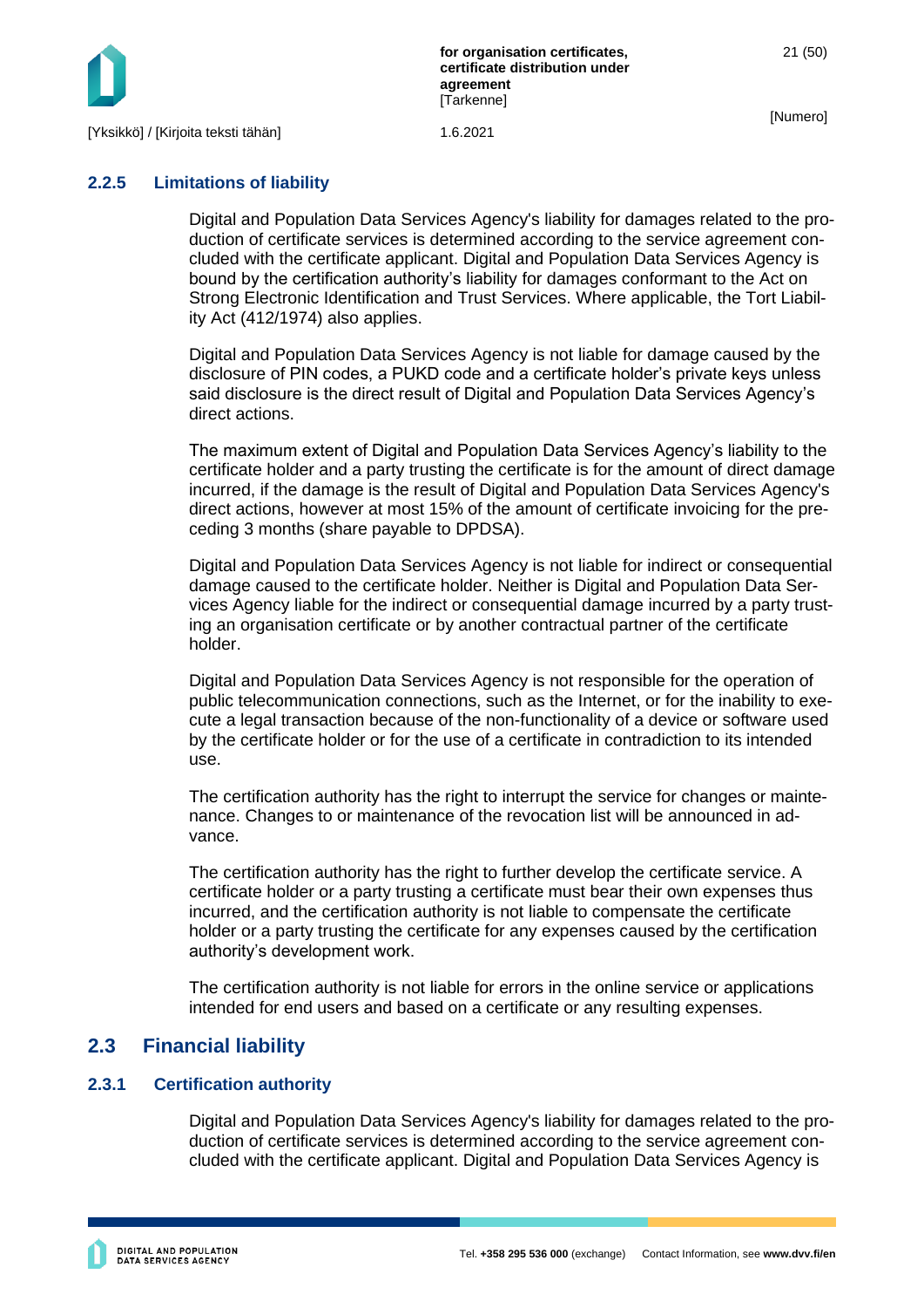### 2.2.5 Limitations of liability

Digital and Population Data Services Agency's liability for damages related to the production of certificate services is determined according to the service agreement concluded with the certificate applicant. Digital and Population Data Services Agency is bound by the certification authority's liability for damages conformant to the Act on Strong Electronic Identification and Trust Services. Where applicable, the Tort Liability Act (412/1974) also applies.

Digital and Population Data Services Agency is not liable for damage caused by the disclosure of PIN codes, a PUKD code and a certificate holder's private keys unless said disclosure is the direct result of Digital and Population Data Services Agency's direct actions.

The maximum extent of Digital and Population Data Services Agency's liability to the certificate holder and a party trusting the certificate is for the amount of direct damage incurred, if the damage is the result of Digital and Population Data Services Agency's direct actions, however at most 15% of the amount of certificate invoicing for the preceding 3 months (share payable to DPDSA).

Digital and Population Data Services Agency is not liable for indirect or consequential damage caused to the certificate holder. Neither is Digital and Population Data Services Agency liable for the indirect or consequential damage incurred by a party trusting an organisation certificate or by another contractual partner of the certificate holder.

Digital and Population Data Services Agency is not responsible for the operation of public telecommunication connections, such as the Internet, or for the inability to execute a legal transaction because of the non-functionality of a device or software used by the certificate holder or for the use of a certificate in contradiction to its intended use.

The certification authority has the right to interrupt the service for changes or maintenance. Changes to or maintenance of the revocation list will be announced in advance.

The certification authority has the right to further develop the certificate service. A certificate holder or a party trusting a certificate must bear their own expenses thus incurred, and the certification authority is not liable to compensate the certificate holder or a party trusting the certificate for any expenses caused by the certification authority's development work.

The certification authority is not liable for errors in the online service or applications intended for end users and based on a certificate or any resulting expenses.

## 2.3 Financial liability

### 2.3.1 Certification authority

Digital and Population Data Services Agency's liability for damages related to the production of certificate services is determined according to the service agreement concluded with the certificate applicant. Digital and Population Data Services Agency is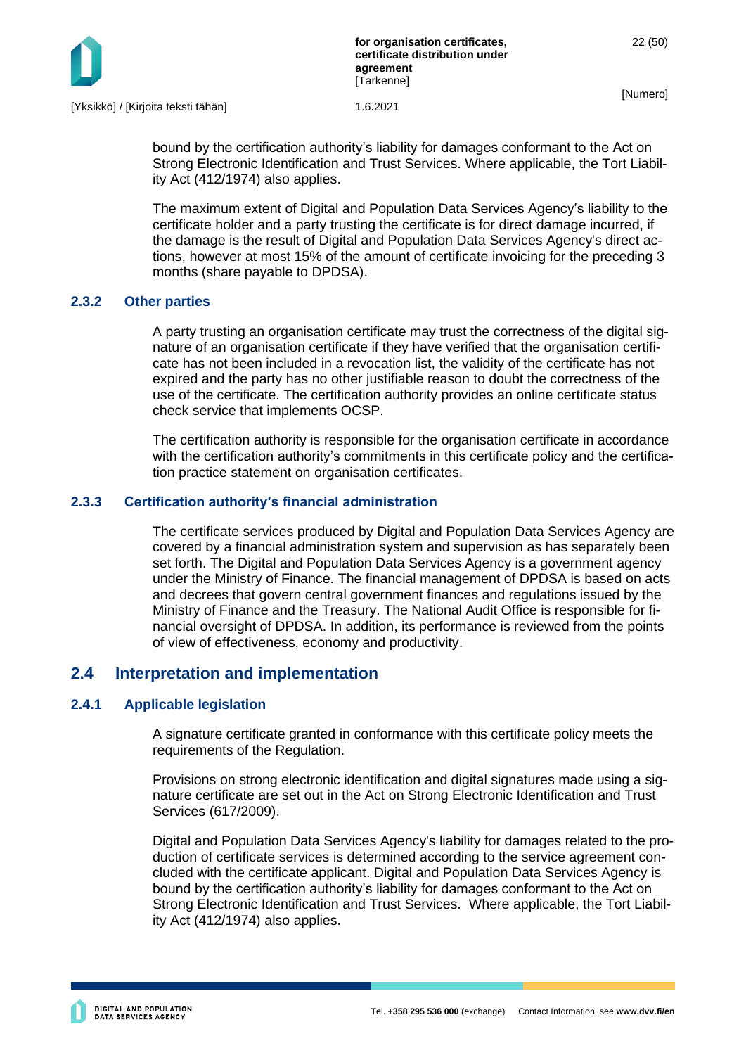bound by the certification authority's liability for damages conformant to the Act on Strong Electronic Identification and Trust Services. Where applicable, the Tort Liability Act (412/1974) also applies.

The maximum extent of Digital and Population Data Services Agency's liability to the certificate holder and a party trusting the certificate is for direct damage incurred, if the damage is the result of Digital and Population Data Services Agency's direct actions, however at most 15% of the amount of certificate invoicing for the preceding 3 months (share payable to DPDSA).

### 2.3.2 Other parties

A party trusting an organisation certificate may trust the correctness of the digital signature of an organisation certificate if they have verified that the organisation certificate has not been included in a revocation list, the validity of the certificate has not expired and the party has no other justifiable reason to doubt the correctness of the use of the certificate. The certification authority provides an online certificate status check service that implements OCSP.

The certification authority is responsible for the organisation certificate in accordance with the certification authority's commitments in this certificate policy and the certification practice statement on organisation certificates.

### 2.3.3 Certification authority's financial administration

The certificate services produced by Digital and Population Data Services Agency are covered by a financial administration system and supervision as has separately been set forth. The Digital and Population Data Services Agency is a government agency under the Ministry of Finance. The financial management of DPDSA is based on acts and decrees that govern central government finances and regulations issued by the Ministry of Finance and the Treasury. The National Audit Office is responsible for financial oversight of DPDSA. In addition, its performance is reviewed from the points of view of effectiveness, economy and productivity.

## 2.4 Interpretation and implementation

### 2.4.1 Applicable legislation

A signature certificate granted in conformance with this certificate policy meets the requirements of the Regulation.

Provisions on strong electronic identification and digital signatures made using a signature certificate are set out in the Act on Strong Electronic Identification and Trust Services (617/2009).

Digital and Population Data Services Agency's liability for damages related to the production of certificate services is determined according to the service agreement concluded with the certificate applicant. Digital and Population Data Services Agency is bound by the certification authority's liability for damages conformant to the Act on Strong Electronic Identification and Trust Services. Where applicable, the Tort Liability Act (412/1974) also applies.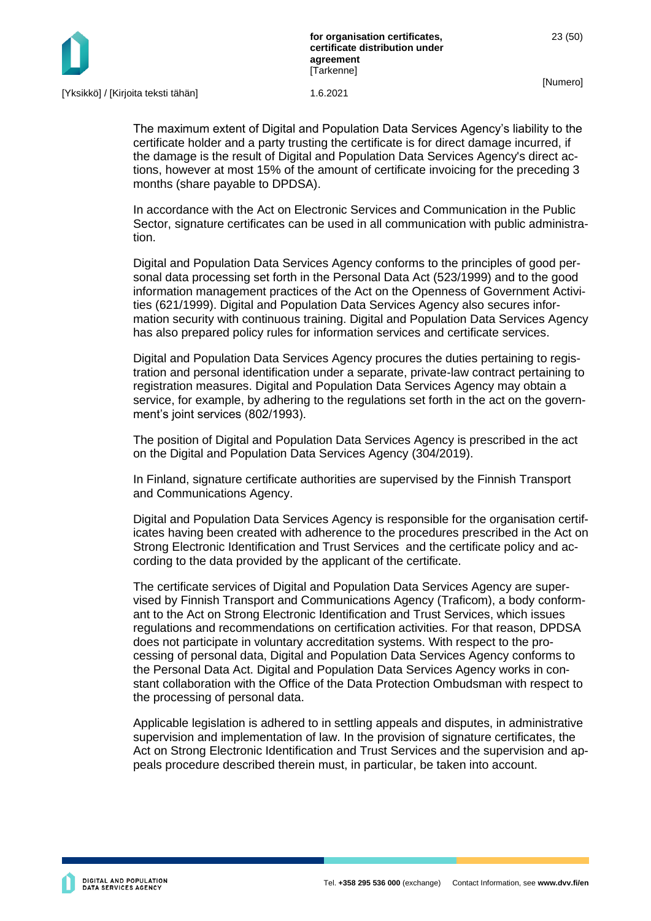The maximum extent of Digital and Population Data Services Agency's liability to the certificate holder and a party trusting the certificate is for direct damage incurred, if the damage is the result of Digital and Population Data Services Agency's direct actions, however at most 15% of the amount of certificate invoicing for the preceding 3 months (share payable to DPDSA).

In accordance with the Act on Electronic Services and Communication in the Public Sector, signature certificates can be used in all communication with public administration.

Digital and Population Data Services Agency conforms to the principles of good personal data processing set forth in the Personal Data Act (523/1999) and to the good information management practices of the Act on the Openness of Government Activities (621/1999). Digital and Population Data Services Agency also secures information security with continuous training. Digital and Population Data Services Agency has also prepared policy rules for information services and certificate services.

Digital and Population Data Services Agency procures the duties pertaining to registration and personal identification under a separate, private-law contract pertaining to registration measures. Digital and Population Data Services Agency may obtain a service, for example, by adhering to the regulations set forth in the act on the government's joint services (802/1993).

The position of Digital and Population Data Services Agency is prescribed in the act on the Digital and Population Data Services Agency (304/2019).

In Finland, signature certificate authorities are supervised by the Finnish Transport and Communications Agency.

Digital and Population Data Services Agency is responsible for the organisation certificates having been created with adherence to the procedures prescribed in the Act on Strong Electronic Identification and Trust Services and the certificate policy and according to the data provided by the applicant of the certificate.

The certificate services of Digital and Population Data Services Agency are supervised by Finnish Transport and Communications Agency (Traficom), a body conformant to the Act on Strong Electronic Identification and Trust Services, which issues regulations and recommendations on certification activities. For that reason, DPDSA does not participate in voluntary accreditation systems. With respect to the processing of personal data, Digital and Population Data Services Agency conforms to the Personal Data Act. Digital and Population Data Services Agency works in constant collaboration with the Office of the Data Protection Ombudsman with respect to the processing of personal data.

Applicable legislation is adhered to in settling appeals and disputes, in administrative supervision and implementation of law. In the provision of signature certificates, the Act on Strong Electronic Identification and Trust Services and the supervision and appeals procedure described therein must, in particular, be taken into account.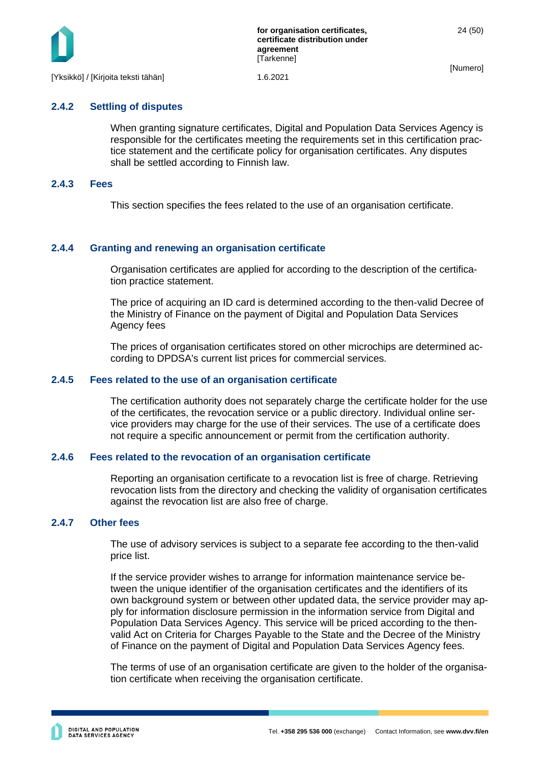### 2.4.2 Settling of disputes

When granting signature certificates, Digital and Population Data Services Agency is responsible for the certificates meeting the requirements set in this certification practice statement and the certificate policy for organisation certificates. Any disputes shall be settled according to Finnish law.

### 2.4.3 Fees

This section specifies the fees related to the use of an organisation certificate.

### 2.4.4 Granting and renewing an organisation certificate

Organisation certificates are applied for according to the description of the certification practice statement.

The price of acquiring an ID card is determined according to the then-valid Decree of the Ministry of Finance on the payment of Digital and Population Data Services Agency fees

The prices of organisation certificates stored on other microchips are determined according to DPDSA's current list prices for commercial services.

### 2.4.5 Fees related to the use of an organisation certificate

The certification authority does not separately charge the certificate holder for the use of the certificates, the revocation service or a public directory. Individual online service providers may charge for the use of their services. The use of a certificate does not require a specific announcement or permit from the certification authority.

### 2.4.6 Fees related to the revocation of an organisation certificate

Reporting an organisation certificate to a revocation list is free of charge. Retrieving revocation lists from the directory and checking the validity of organisation certificates against the revocation list are also free of charge.

### 2.4.7 Other fees

The use of advisory services is subject to a separate fee according to the then-valid price list.

If the service provider wishes to arrange for information maintenance service between the unique identifier of the organisation certificates and the identifiers of its own background system or between other updated data, the service provider may apply for information disclosure permission in the information service from Digital and Population Data Services Agency. This service will be priced according to the then-valid Act on Criteria for Charges Payable to the State and the Decree of the Ministry of Finance on the payment of Digital and Population Data Services Agency fees.

The terms of use of an organisation certificate are given to the holder of the organisation certificate when receiving the organisation certificate.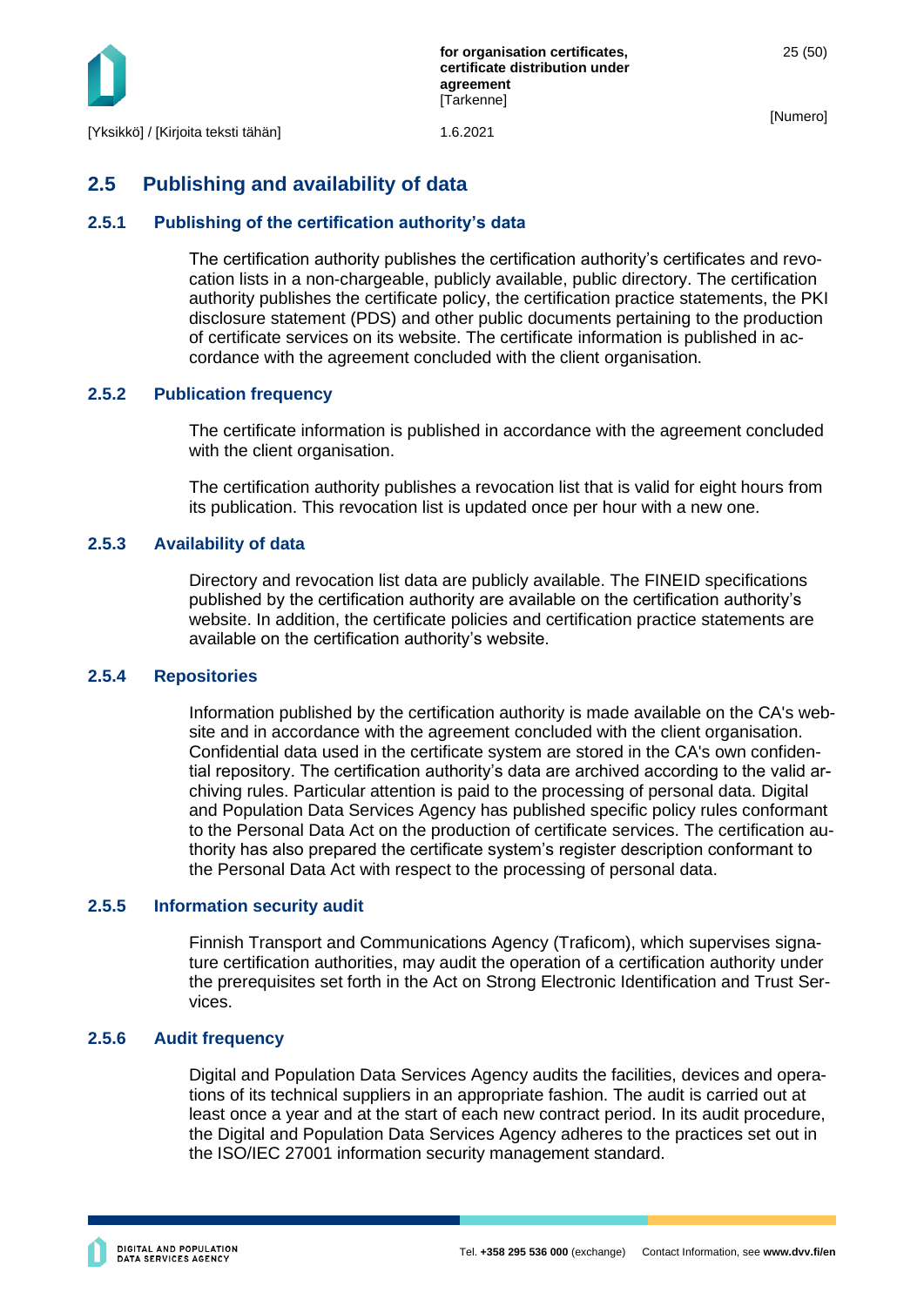## 2.5 Publishing and availability of data

### 2.5.1 Publishing of the certification authority's data

The certification authority publishes the certification authority's certificates and revocation lists in a non-chargeable, publicly available, public directory. The certification authority publishes the certificate policy, the certification practice statements, the PKI disclosure statement (PDS) and other public documents pertaining to the production of certificate services on its website. The certificate information is published in accordance with the agreement concluded with the client organisation.

### 2.5.2 Publication frequency

The certificate information is published in accordance with the agreement concluded with the client organisation.

The certification authority publishes a revocation list that is valid for eight hours from its publication. This revocation list is updated once per hour with a new one.

### 2.5.3 Availability of data

Directory and revocation list data are publicly available. The FINEID specifications published by the certification authority are available on the certification authority's website. In addition, the certificate policies and certification practice statements are available on the certification authority's website.

### 2.5.4 Repositories

Information published by the certification authority is made available on the CA's website and in accordance with the agreement concluded with the client organisation. Confidential data used in the certificate system are stored in the CA's own confidential repository. The certification authority's data are archived according to the valid archiving rules. Particular attention is paid to the processing of personal data. Digital and Population Data Services Agency has published specific policy rules conformant to the Personal Data Act on the production of certificate services. The certification authority has also prepared the certificate system's register description conformant to the Personal Data Act with respect to the processing of personal data.

### 2.5.5 Information security audit

Finnish Transport and Communications Agency (Traficom), which supervises signature certification authorities, may audit the operation of a certification authority under the prerequisites set forth in the Act on Strong Electronic Identification and Trust Services.

### 2.5.6 Audit frequency

Digital and Population Data Services Agency audits the facilities, devices and operations of its technical suppliers in an appropriate fashion. The audit is carried out at least once a year and at the start of each new contract period. In its audit procedure, the Digital and Population Data Services Agency adheres to the practices set out in the ISO/IEC 27001 information security management standard.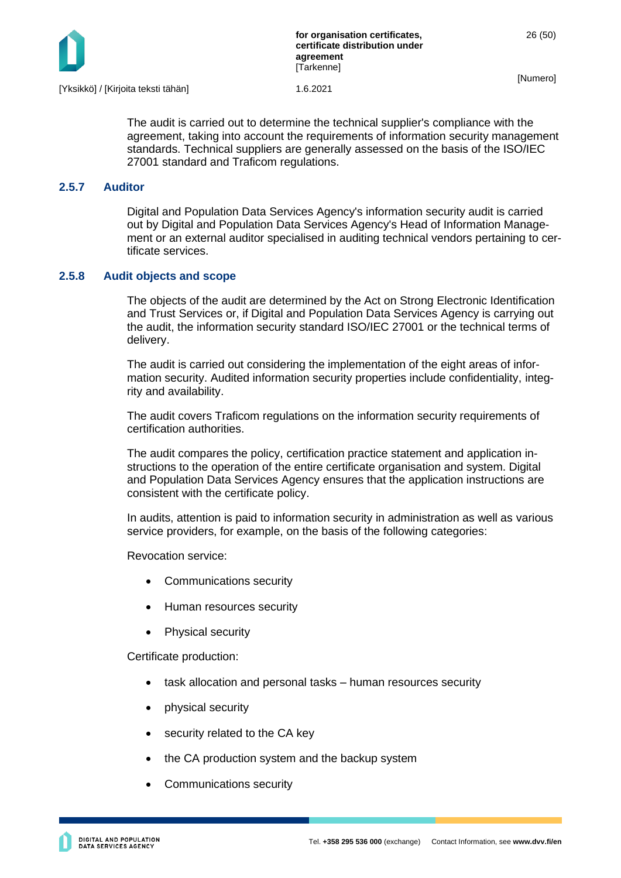The audit is carried out to determine the technical supplier's compliance with the agreement, taking into account the requirements of information security management standards. Technical suppliers are generally assessed on the basis of the ISO/IEC 27001 standard and Traficom regulations.

### 2.5.7 Auditor

Digital and Population Data Services Agency's information security audit is carried out by Digital and Population Data Services Agency's Head of Information Management or an external auditor specialised in auditing technical vendors pertaining to certificate services.

### 2.5.8 Audit objects and scope

The objects of the audit are determined by the Act on Strong Electronic Identification and Trust Services or, if Digital and Population Data Services Agency is carrying out the audit, the information security standard ISO/IEC 27001 or the technical terms of delivery.

The audit is carried out considering the implementation of the eight areas of information security. Audited information security properties include confidentiality, integrity and availability.

The audit covers Traficom regulations on the information security requirements of certification authorities.

The audit compares the policy, certification practice statement and application instructions to the operation of the entire certificate organisation and system. Digital and Population Data Services Agency ensures that the application instructions are consistent with the certificate policy.

In audits, attention is paid to information security in administration as well as various service providers, for example, on the basis of the following categories:

Revocation service:

- Communications security
- Human resources security
- Physical security

Certificate production:

- task allocation and personal tasks – human resources security
- physical security
- security related to the CA key
- the CA production system and the backup system
- Communications security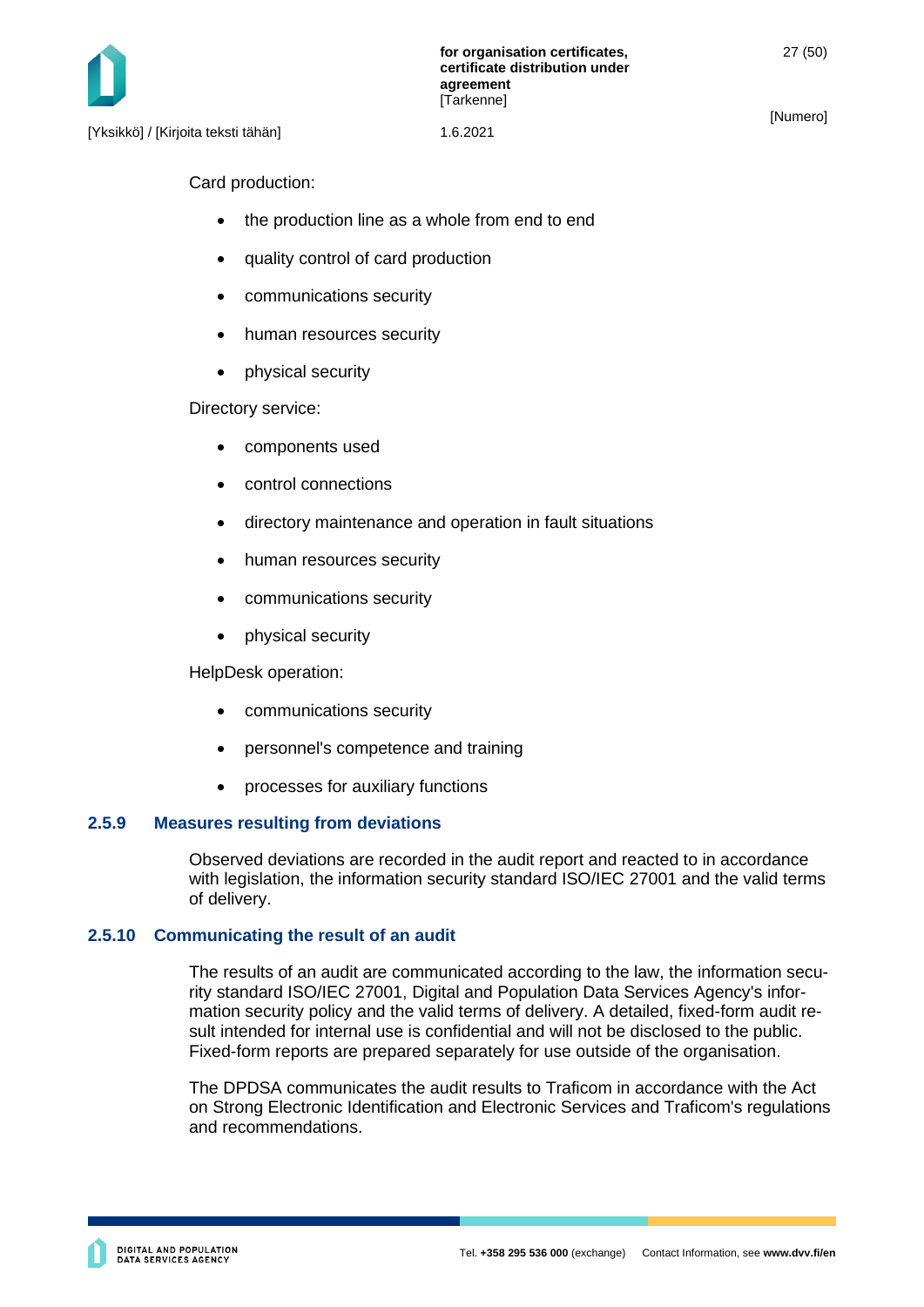Card production:

- the production line as a whole from end to end
- quality control of card production
- communications security
- human resources security
- physical security

Directory service:

- components used
- control connections
- directory maintenance and operation in fault situations
- human resources security
- communications security
- physical security

HelpDesk operation:

- communications security
- personnel's competence and training
- processes for auxiliary functions

### 2.5.9 Measures resulting from deviations

Observed deviations are recorded in the audit report and reacted to in accordance with legislation, the information security standard ISO/IEC 27001 and the valid terms of delivery.

### 2.5.10 Communicating the result of an audit

The results of an audit are communicated according to the law, the information security standard ISO/IEC 27001, Digital and Population Data Services Agency's information security policy and the valid terms of delivery. A detailed, fixed-form audit result intended for internal use is confidential and will not be disclosed to the public. Fixed-form reports are prepared separately for use outside of the organisation.

The DPDSA communicates the audit results to Traficom in accordance with the Act on Strong Electronic Identification and Electronic Services and Traficom's regulations and recommendations.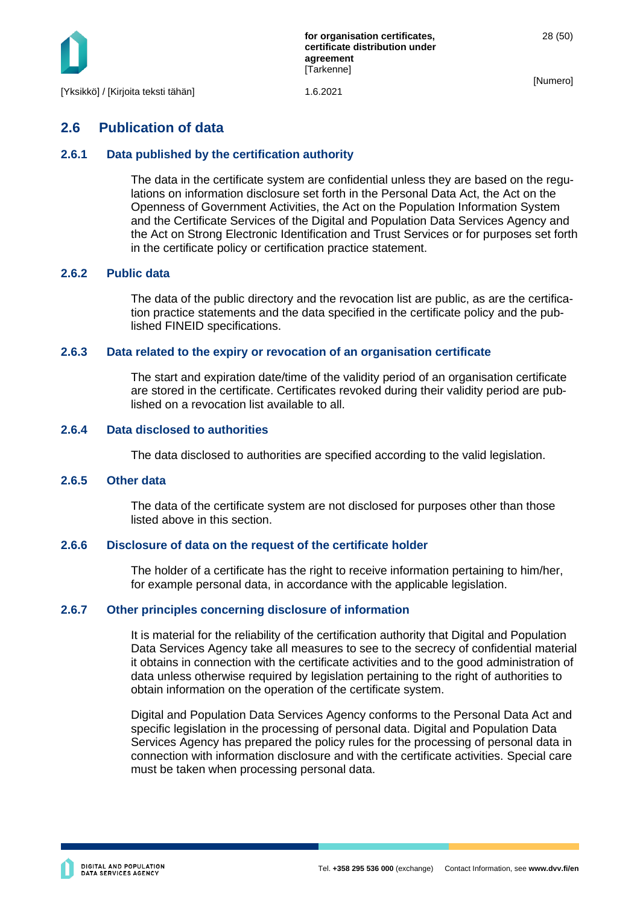## 2.6 Publication of data

### 2.6.1 Data published by the certification authority

The data in the certificate system are confidential unless they are based on the regulations on information disclosure set forth in the Personal Data Act, the Act on the Openness of Government Activities, the Act on the Population Information System and the Certificate Services of the Digital and Population Data Services Agency and the Act on Strong Electronic Identification and Trust Services or for purposes set forth in the certificate policy or certification practice statement.

### 2.6.2 Public data

The data of the public directory and the revocation list are public, as are the certification practice statements and the data specified in the certificate policy and the published FINEID specifications.

### 2.6.3 Data related to the expiry or revocation of an organisation certificate

The start and expiration date/time of the validity period of an organisation certificate are stored in the certificate. Certificates revoked during their validity period are published on a revocation list available to all.

### 2.6.4 Data disclosed to authorities

The data disclosed to authorities are specified according to the valid legislation.

### 2.6.5 Other data

The data of the certificate system are not disclosed for purposes other than those listed above in this section.

### 2.6.6 Disclosure of data on the request of the certificate holder

The holder of a certificate has the right to receive information pertaining to him/her, for example personal data, in accordance with the applicable legislation.

### 2.6.7 Other principles concerning disclosure of information

It is material for the reliability of the certification authority that Digital and Population Data Services Agency take all measures to see to the secrecy of confidential material it obtains in connection with the certificate activities and to the good administration of data unless otherwise required by legislation pertaining to the right of authorities to obtain information on the operation of the certificate system.

Digital and Population Data Services Agency conforms to the Personal Data Act and specific legislation in the processing of personal data. Digital and Population Data Services Agency has prepared the policy rules for the processing of personal data in connection with information disclosure and with the certificate activities. Special care must be taken when processing personal data.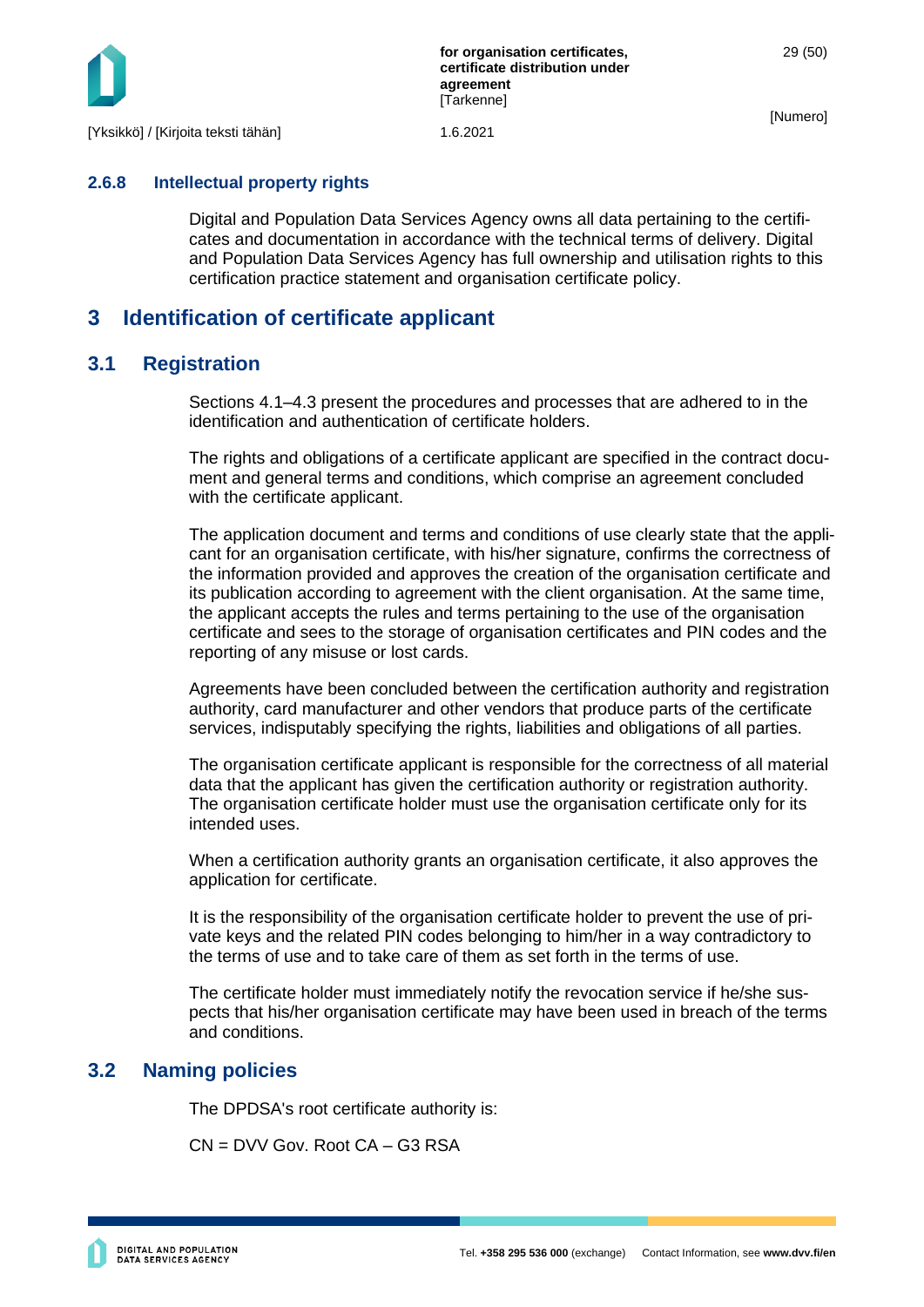### 2.6.8 Intellectual property rights

Digital and Population Data Services Agency owns all data pertaining to the certificates and documentation in accordance with the technical terms of delivery. Digital and Population Data Services Agency has full ownership and utilisation rights to this certification practice statement and organisation certificate policy.

# 3 Identification of certificate applicant

## 3.1 Registration

Sections 4.1–4.3 present the procedures and processes that are adhered to in the identification and authentication of certificate holders.

The rights and obligations of a certificate applicant are specified in the contract document and general terms and conditions, which comprise an agreement concluded with the certificate applicant.

The application document and terms and conditions of use clearly state that the applicant for an organisation certificate, with his/her signature, confirms the correctness of the information provided and approves the creation of the organisation certificate and its publication according to agreement with the client organisation. At the same time, the applicant accepts the rules and terms pertaining to the use of the organisation certificate and sees to the storage of organisation certificates and PIN codes and the reporting of any misuse or lost cards.

Agreements have been concluded between the certification authority and registration authority, card manufacturer and other vendors that produce parts of the certificate services, indisputably specifying the rights, liabilities and obligations of all parties.

The organisation certificate applicant is responsible for the correctness of all material data that the applicant has given the certification authority or registration authority. The organisation certificate holder must use the organisation certificate only for its intended uses.

When a certification authority grants an organisation certificate, it also approves the application for certificate.

It is the responsibility of the organisation certificate holder to prevent the use of private keys and the related PIN codes belonging to him/her in a way contradictory to the terms of use and to take care of them as set forth in the terms of use.

The certificate holder must immediately notify the revocation service if he/she suspects that his/her organisation certificate may have been used in breach of the terms and conditions.

## 3.2 Naming policies

The DPDSA's root certificate authority is:

CN = DVV Gov. Root CA – G3 RSA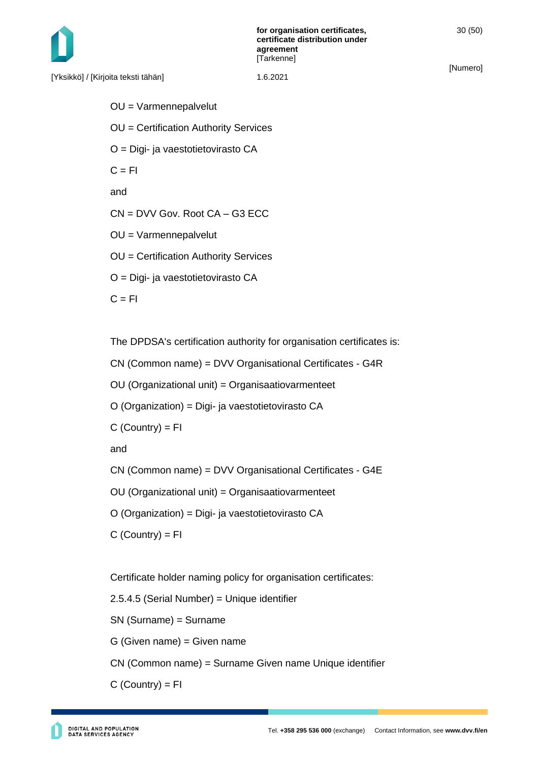OU = Varmennepalvelut

OU = Certification Authority Services

O = Digi- ja vaestotietovirasto CA

C = FI

and

CN = DVV Gov. Root CA – G3 ECC

OU = Varmennepalvelut

OU = Certification Authority Services

O = Digi- ja vaestotietovirasto CA

C = FI

The DPDSA's certification authority for organisation certificates is:

CN (Common name) = DVV Organisational Certificates - G4R

OU (Organizational unit) = Organisaatiovarmenteet

O (Organization) = Digi- ja vaestotietovirasto CA

C (Country) = FI

and

CN (Common name) = DVV Organisational Certificates - G4E

OU (Organizational unit) = Organisaatiovarmenteet

O (Organization) = Digi- ja vaestotietovirasto CA

C (Country) = FI

Certificate holder naming policy for organisation certificates:

2.5.4.5 (Serial Number) = Unique identifier

SN (Surname) = Surname

G (Given name) = Given name

CN (Common name) = Surname Given name Unique identifier

C (Country) = FI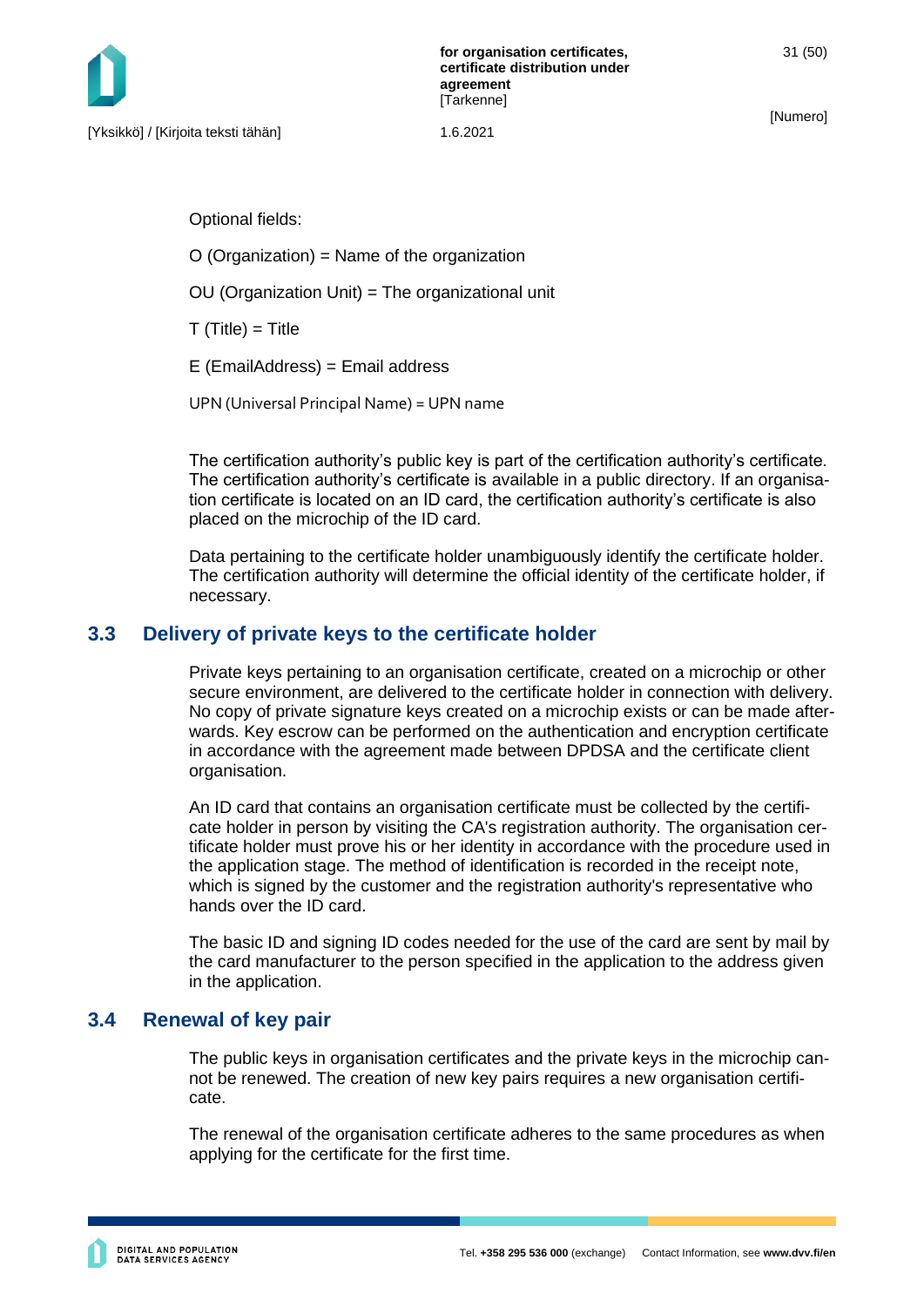Optional fields:

O (Organization) = Name of the organization

OU (Organization Unit) = The organizational unit

T (Title) = Title

E (EmailAddress) = Email address

UPN (Universal Principal Name) = UPN name

The certification authority's public key is part of the certification authority's certificate. The certification authority's certificate is available in a public directory. If an organisation certificate is located on an ID card, the certification authority's certificate is also placed on the microchip of the ID card.

Data pertaining to the certificate holder unambiguously identify the certificate holder. The certification authority will determine the official identity of the certificate holder, if necessary.

## 3.3 Delivery of private keys to the certificate holder

Private keys pertaining to an organisation certificate, created on a microchip or other secure environment, are delivered to the certificate holder in connection with delivery. No copy of private signature keys created on a microchip exists or can be made afterwards. Key escrow can be performed on the authentication and encryption certificate in accordance with the agreement made between DPDSA and the certificate client organisation.

An ID card that contains an organisation certificate must be collected by the certificate holder in person by visiting the CA's registration authority. The organisation certificate holder must prove his or her identity in accordance with the procedure used in the application stage. The method of identification is recorded in the receipt note, which is signed by the customer and the registration authority's representative who hands over the ID card.

The basic ID and signing ID codes needed for the use of the card are sent by mail by the card manufacturer to the person specified in the application to the address given in the application.

## 3.4 Renewal of key pair

The public keys in organisation certificates and the private keys in the microchip cannot be renewed. The creation of new key pairs requires a new organisation certificate.

The renewal of the organisation certificate adheres to the same procedures as when applying for the certificate for the first time.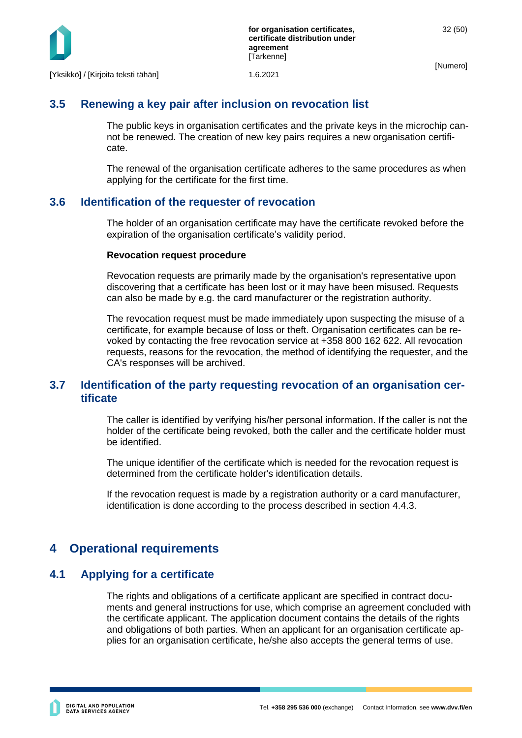## 3.5 Renewing a key pair after inclusion on revocation list

The public keys in organisation certificates and the private keys in the microchip cannot be renewed. The creation of new key pairs requires a new organisation certificate.

The renewal of the organisation certificate adheres to the same procedures as when applying for the certificate for the first time.

## 3.6 Identification of the requester of revocation

The holder of an organisation certificate may have the certificate revoked before the expiration of the organisation certificate's validity period.

**Revocation request procedure**

Revocation requests are primarily made by the organisation's representative upon discovering that a certificate has been lost or it may have been misused. Requests can also be made by e.g. the card manufacturer or the registration authority.

The revocation request must be made immediately upon suspecting the misuse of a certificate, for example because of loss or theft. Organisation certificates can be revoked by contacting the free revocation service at +358 800 162 622. All revocation requests, reasons for the revocation, the method of identifying the requester, and the CA's responses will be archived.

## 3.7 Identification of the party requesting revocation of an organisation certificate

The caller is identified by verifying his/her personal information. If the caller is not the holder of the certificate being revoked, both the caller and the certificate holder must be identified.

The unique identifier of the certificate which is needed for the revocation request is determined from the certificate holder's identification details.

If the revocation request is made by a registration authority or a card manufacturer, identification is done according to the process described in section 4.4.3.

# 4 Operational requirements

## 4.1 Applying for a certificate

The rights and obligations of a certificate applicant are specified in contract documents and general instructions for use, which comprise an agreement concluded with the certificate applicant. The application document contains the details of the rights and obligations of both parties. When an applicant for an organisation certificate applies for an organisation certificate, he/she also accepts the general terms of use.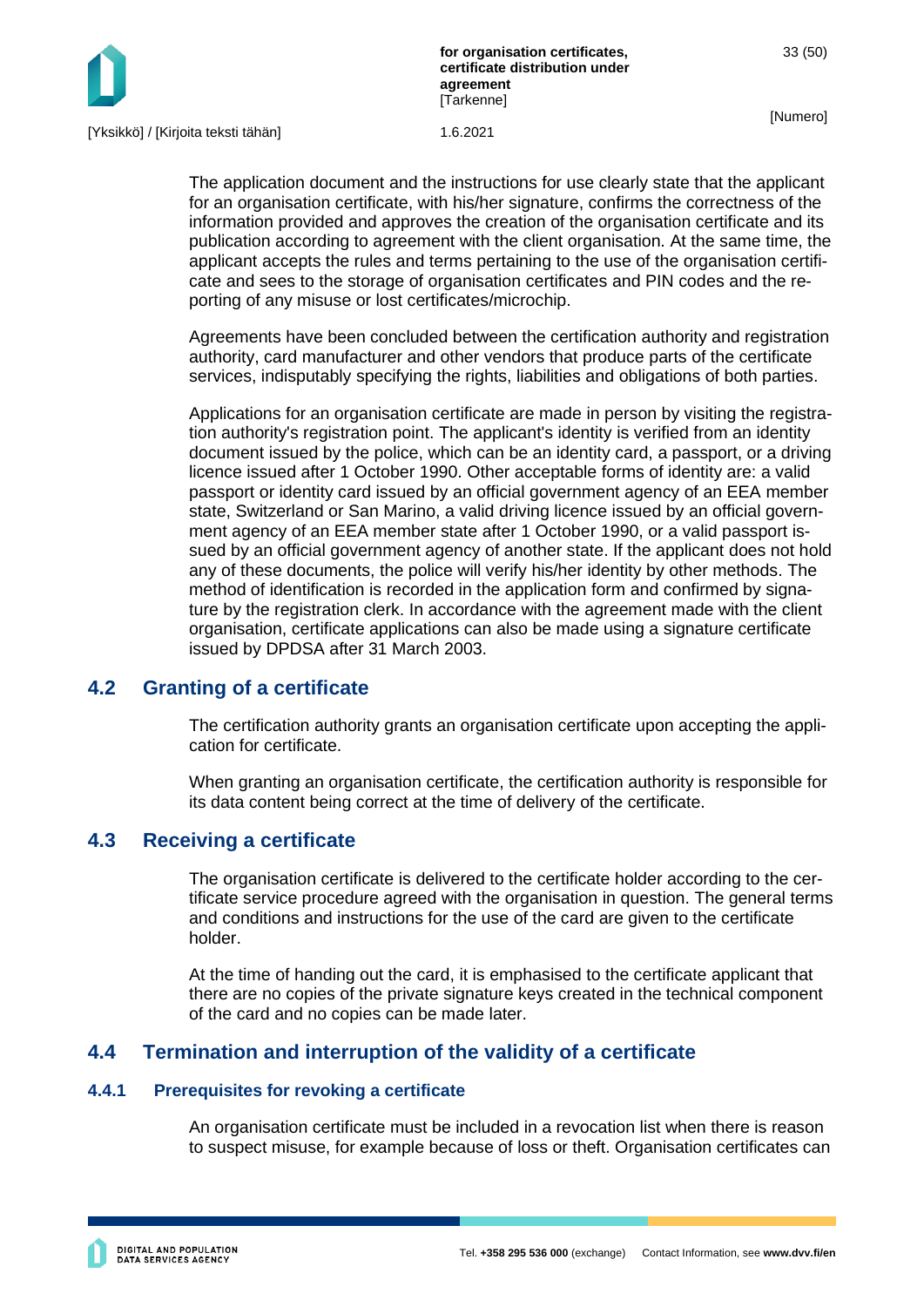The application document and the instructions for use clearly state that the applicant for an organisation certificate, with his/her signature, confirms the correctness of the information provided and approves the creation of the organisation certificate and its publication according to agreement with the client organisation. At the same time, the applicant accepts the rules and terms pertaining to the use of the organisation certificate and sees to the storage of organisation certificates and PIN codes and the reporting of any misuse or lost certificates/microchip.

Agreements have been concluded between the certification authority and registration authority, card manufacturer and other vendors that produce parts of the certificate services, indisputably specifying the rights, liabilities and obligations of both parties.

Applications for an organisation certificate are made in person by visiting the registration authority's registration point. The applicant's identity is verified from an identity document issued by the police, which can be an identity card, a passport, or a driving licence issued after 1 October 1990. Other acceptable forms of identity are: a valid passport or identity card issued by an official government agency of an EEA member state, Switzerland or San Marino, a valid driving licence issued by an official government agency of an EEA member state after 1 October 1990, or a valid passport issued by an official government agency of another state. If the applicant does not hold any of these documents, the police will verify his/her identity by other methods. The method of identification is recorded in the application form and confirmed by signature by the registration clerk. In accordance with the agreement made with the client organisation, certificate applications can also be made using a signature certificate issued by DPDSA after 31 March 2003.

## 4.2 Granting of a certificate

The certification authority grants an organisation certificate upon accepting the application for certificate.

When granting an organisation certificate, the certification authority is responsible for its data content being correct at the time of delivery of the certificate.

## 4.3 Receiving a certificate

The organisation certificate is delivered to the certificate holder according to the certificate service procedure agreed with the organisation in question. The general terms and conditions and instructions for the use of the card are given to the certificate holder.

At the time of handing out the card, it is emphasised to the certificate applicant that there are no copies of the private signature keys created in the technical component of the card and no copies can be made later.

## 4.4 Termination and interruption of the validity of a certificate

### 4.4.1 Prerequisites for revoking a certificate

An organisation certificate must be included in a revocation list when there is reason to suspect misuse, for example because of loss or theft. Organisation certificates can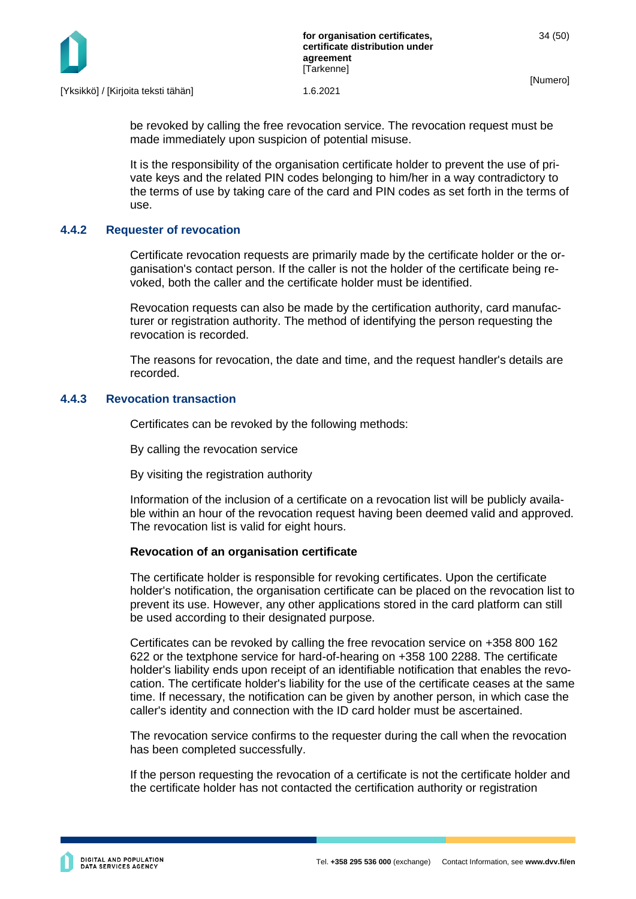be revoked by calling the free revocation service. The revocation request must be made immediately upon suspicion of potential misuse.

It is the responsibility of the organisation certificate holder to prevent the use of private keys and the related PIN codes belonging to him/her in a way contradictory to the terms of use by taking care of the card and PIN codes as set forth in the terms of use.

### 4.4.2 Requester of revocation

Certificate revocation requests are primarily made by the certificate holder or the organisation's contact person. If the caller is not the holder of the certificate being revoked, both the caller and the certificate holder must be identified.

Revocation requests can also be made by the certification authority, card manufacturer or registration authority. The method of identifying the person requesting the revocation is recorded.

The reasons for revocation, the date and time, and the request handler's details are recorded.

### 4.4.3 Revocation transaction

Certificates can be revoked by the following methods:

By calling the revocation service

By visiting the registration authority

Information of the inclusion of a certificate on a revocation list will be publicly available within an hour of the revocation request having been deemed valid and approved. The revocation list is valid for eight hours.

**Revocation of an organisation certificate**

The certificate holder is responsible for revoking certificates. Upon the certificate holder's notification, the organisation certificate can be placed on the revocation list to prevent its use. However, any other applications stored in the card platform can still be used according to their designated purpose.

Certificates can be revoked by calling the free revocation service on +358 800 162 622 or the textphone service for hard-of-hearing on +358 100 2288. The certificate holder's liability ends upon receipt of an identifiable notification that enables the revocation. The certificate holder's liability for the use of the certificate ceases at the same time. If necessary, the notification can be given by another person, in which case the caller's identity and connection with the ID card holder must be ascertained.

The revocation service confirms to the requester during the call when the revocation has been completed successfully.

If the person requesting the revocation of a certificate is not the certificate holder and the certificate holder has not contacted the certification authority or registration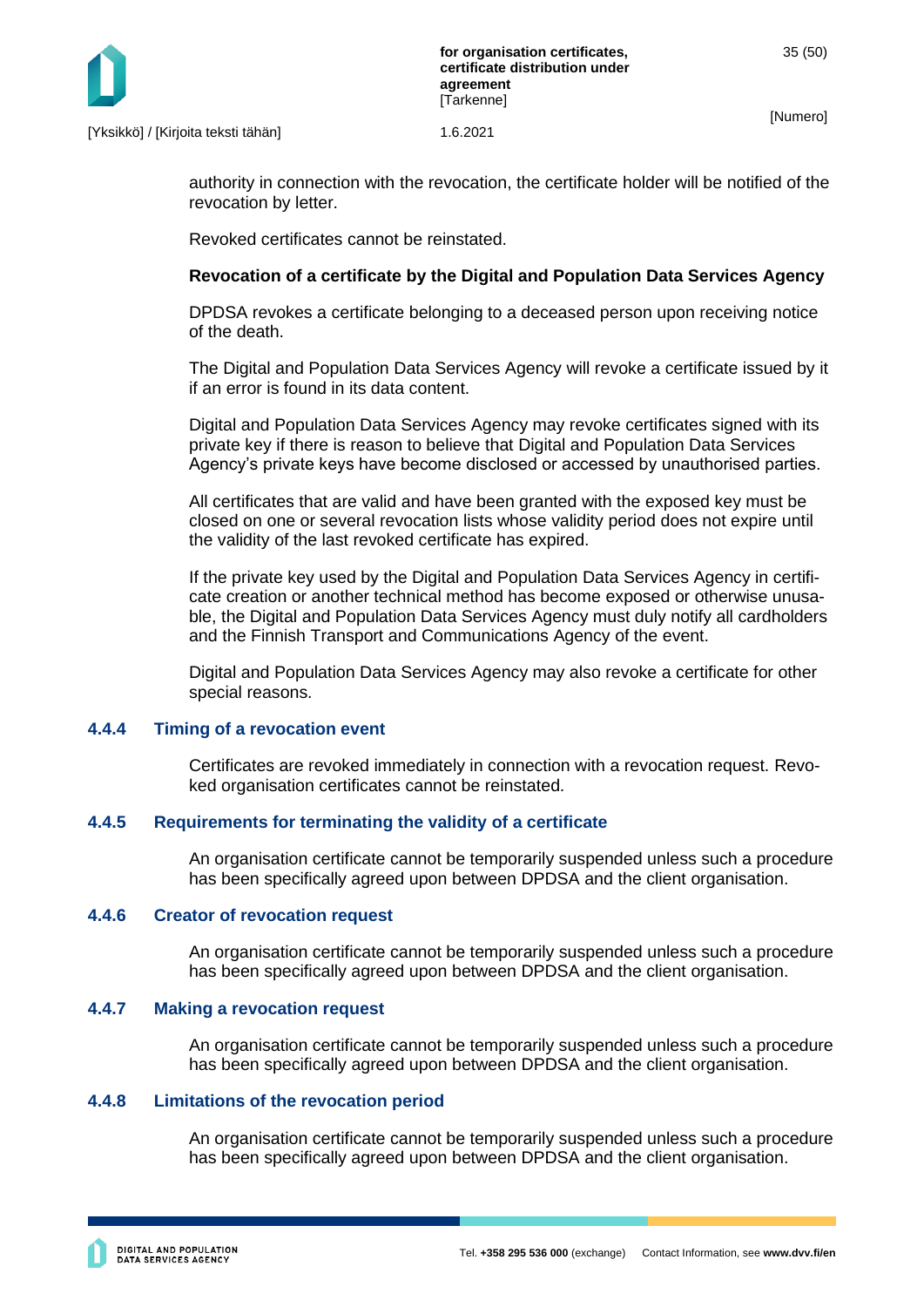authority in connection with the revocation, the certificate holder will be notified of the revocation by letter.

Revoked certificates cannot be reinstated.

**Revocation of a certificate by the Digital and Population Data Services Agency**

DPDSA revokes a certificate belonging to a deceased person upon receiving notice of the death.

The Digital and Population Data Services Agency will revoke a certificate issued by it if an error is found in its data content.

Digital and Population Data Services Agency may revoke certificates signed with its private key if there is reason to believe that Digital and Population Data Services Agency's private keys have become disclosed or accessed by unauthorised parties.

All certificates that are valid and have been granted with the exposed key must be closed on one or several revocation lists whose validity period does not expire until the validity of the last revoked certificate has expired.

If the private key used by the Digital and Population Data Services Agency in certificate creation or another technical method has become exposed or otherwise unusable, the Digital and Population Data Services Agency must duly notify all cardholders and the Finnish Transport and Communications Agency of the event.

Digital and Population Data Services Agency may also revoke a certificate for other special reasons.

### 4.4.4 Timing of a revocation event

Certificates are revoked immediately in connection with a revocation request. Revoked organisation certificates cannot be reinstated.

### 4.4.5 Requirements for terminating the validity of a certificate

An organisation certificate cannot be temporarily suspended unless such a procedure has been specifically agreed upon between DPDSA and the client organisation.

### 4.4.6 Creator of revocation request

An organisation certificate cannot be temporarily suspended unless such a procedure has been specifically agreed upon between DPDSA and the client organisation.

### 4.4.7 Making a revocation request

An organisation certificate cannot be temporarily suspended unless such a procedure has been specifically agreed upon between DPDSA and the client organisation.

### 4.4.8 Limitations of the revocation period

An organisation certificate cannot be temporarily suspended unless such a procedure has been specifically agreed upon between DPDSA and the client organisation.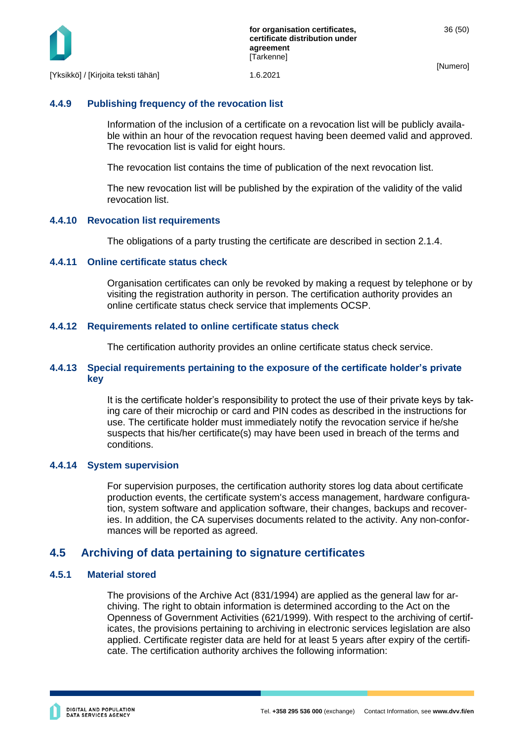### 4.4.9 Publishing frequency of the revocation list

Information of the inclusion of a certificate on a revocation list will be publicly available within an hour of the revocation request having been deemed valid and approved. The revocation list is valid for eight hours.

The revocation list contains the time of publication of the next revocation list.

The new revocation list will be published by the expiration of the validity of the valid revocation list.

### 4.4.10 Revocation list requirements

The obligations of a party trusting the certificate are described in section 2.1.4.

### 4.4.11 Online certificate status check

Organisation certificates can only be revoked by making a request by telephone or by visiting the registration authority in person. The certification authority provides an online certificate status check service that implements OCSP.

### 4.4.12 Requirements related to online certificate status check

The certification authority provides an online certificate status check service.

### 4.4.13 Special requirements pertaining to the exposure of the certificate holder's private key

It is the certificate holder's responsibility to protect the use of their private keys by taking care of their microchip or card and PIN codes as described in the instructions for use. The certificate holder must immediately notify the revocation service if he/she suspects that his/her certificate(s) may have been used in breach of the terms and conditions.

### 4.4.14 System supervision

For supervision purposes, the certification authority stores log data about certificate production events, the certificate system's access management, hardware configuration, system software and application software, their changes, backups and recoveries. In addition, the CA supervises documents related to the activity. Any non-conformances will be reported as agreed.

## 4.5 Archiving of data pertaining to signature certificates

### 4.5.1 Material stored

The provisions of the Archive Act (831/1994) are applied as the general law for archiving. The right to obtain information is determined according to the Act on the Openness of Government Activities (621/1999). With respect to the archiving of certificates, the provisions pertaining to archiving in electronic services legislation are also applied. Certificate register data are held for at least 5 years after expiry of the certificate. The certification authority archives the following information: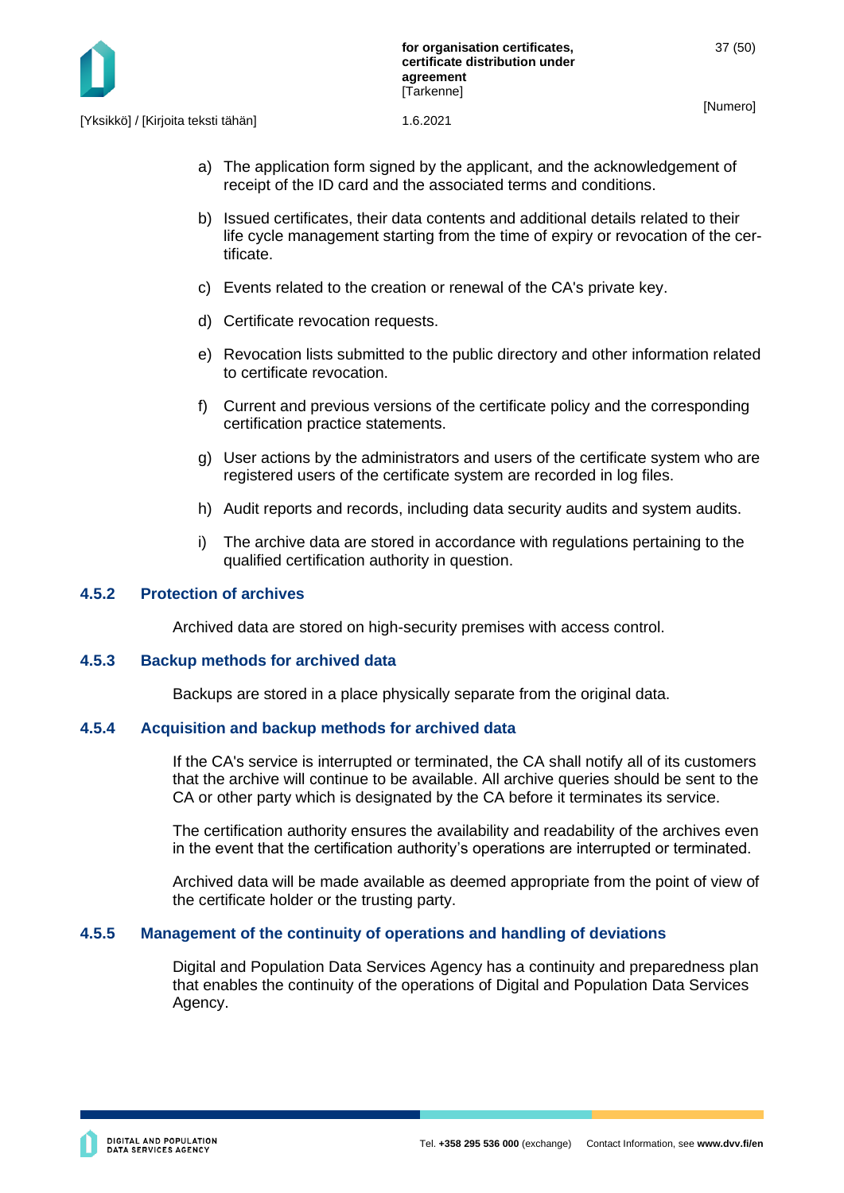a) The application form signed by the applicant, and the acknowledgement of receipt of the ID card and the associated terms and conditions.

b) Issued certificates, their data contents and additional details related to their life cycle management starting from the time of expiry or revocation of the certificate.

c) Events related to the creation or renewal of the CA's private key.

d) Certificate revocation requests.

e) Revocation lists submitted to the public directory and other information related to certificate revocation.

f) Current and previous versions of the certificate policy and the corresponding certification practice statements.

g) User actions by the administrators and users of the certificate system who are registered users of the certificate system are recorded in log files.

h) Audit reports and records, including data security audits and system audits.

i) The archive data are stored in accordance with regulations pertaining to the qualified certification authority in question.

### 4.5.2 Protection of archives

Archived data are stored on high-security premises with access control.

### 4.5.3 Backup methods for archived data

Backups are stored in a place physically separate from the original data.

### 4.5.4 Acquisition and backup methods for archived data

If the CA's service is interrupted or terminated, the CA shall notify all of its customers that the archive will continue to be available. All archive queries should be sent to the CA or other party which is designated by the CA before it terminates its service.

The certification authority ensures the availability and readability of the archives even in the event that the certification authority's operations are interrupted or terminated.

Archived data will be made available as deemed appropriate from the point of view of the certificate holder or the trusting party.

### 4.5.5 Management of the continuity of operations and handling of deviations

Digital and Population Data Services Agency has a continuity and preparedness plan that enables the continuity of the operations of Digital and Population Data Services Agency.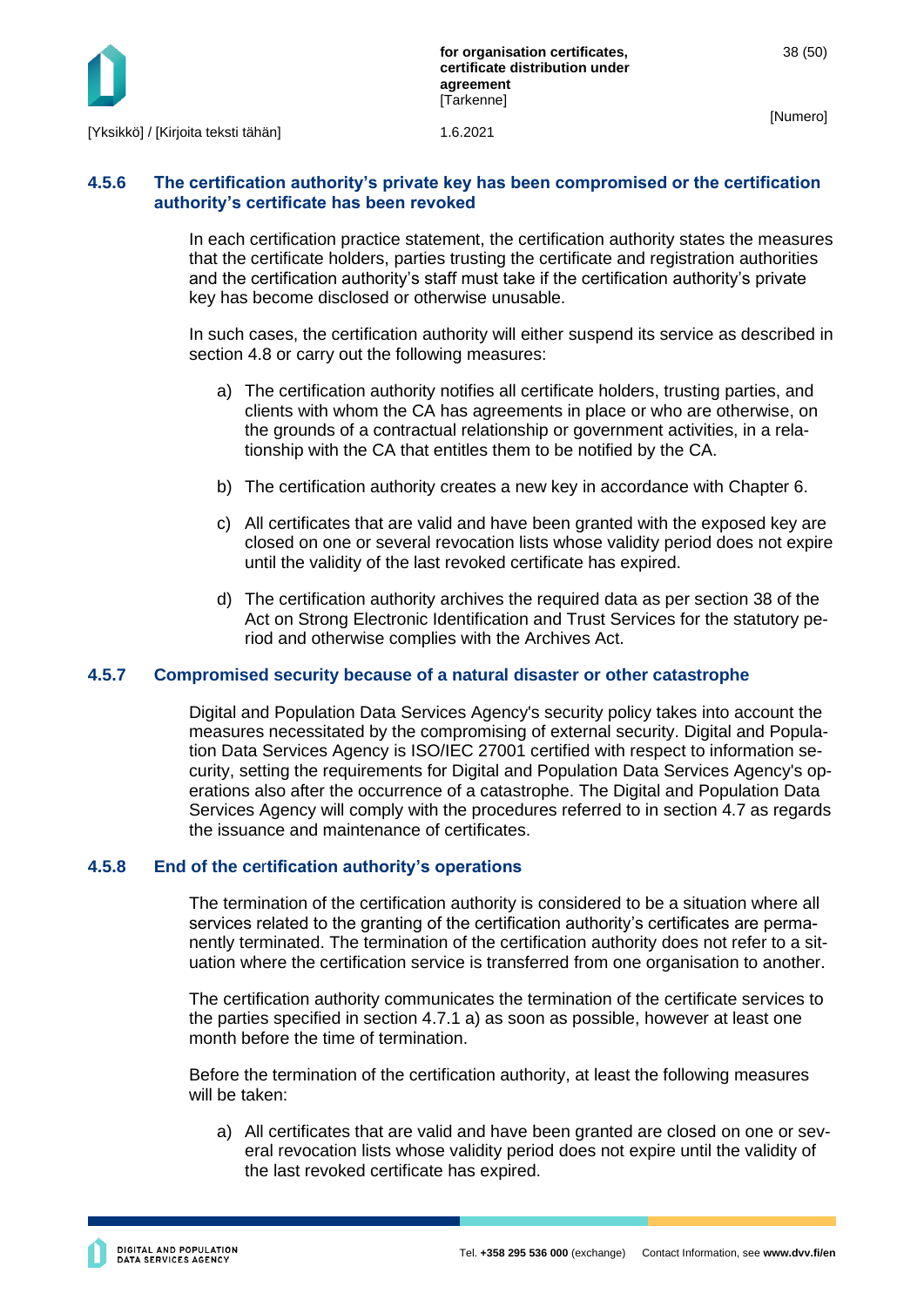#### 4.5.6 The certification authority’s private key has been compromised or the certification authority’s certificate has been revoked

In each certification practice statement, the certification authority states the measures that the certificate holders, parties trusting the certificate and registration authorities and the certification authority’s staff must take if the certification authority’s private key has become disclosed or otherwise unusable.

In such cases, the certification authority will either suspend its service as described in section 4.8 or carry out the following measures:

a) The certification authority notifies all certificate holders, trusting parties, and clients with whom the CA has agreements in place or who are otherwise, on the grounds of a contractual relationship or government activities, in a relationship with the CA that entitles them to be notified by the CA.

b) The certification authority creates a new key in accordance with Chapter 6.

c) All certificates that are valid and have been granted with the exposed key are closed on one or several revocation lists whose validity period does not expire until the validity of the last revoked certificate has expired.

d) The certification authority archives the required data as per section 38 of the Act on Strong Electronic Identification and Trust Services for the statutory period and otherwise complies with the Archives Act.

#### 4.5.7 Compromised security because of a natural disaster or other catastrophe

Digital and Population Data Services Agency's security policy takes into account the measures necessitated by the compromising of external security. Digital and Population Data Services Agency is ISO/IEC 27001 certified with respect to information security, setting the requirements for Digital and Population Data Services Agency's operations also after the occurrence of a catastrophe. The Digital and Population Data Services Agency will comply with the procedures referred to in section 4.7 as regards the issuance and maintenance of certificates.

#### 4.5.8 End of the certification authority’s operations

The termination of the certification authority is considered to be a situation where all services related to the granting of the certification authority’s certificates are permanently terminated. The termination of the certification authority does not refer to a situation where the certification service is transferred from one organisation to another.

The certification authority communicates the termination of the certificate services to the parties specified in section 4.7.1 a) as soon as possible, however at least one month before the time of termination.

Before the termination of the certification authority, at least the following measures will be taken:

a) All certificates that are valid and have been granted are closed on one or several revocation lists whose validity period does not expire until the validity of the last revoked certificate has expired.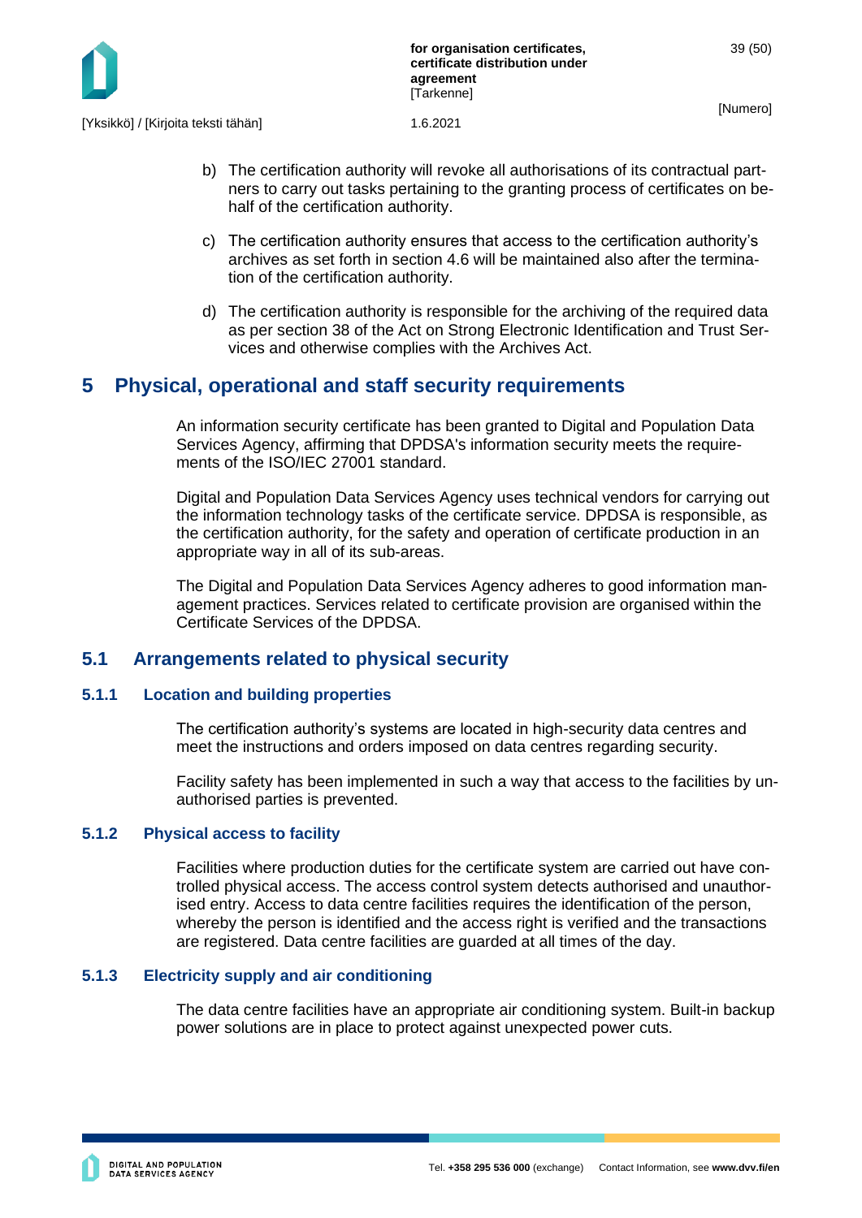b) The certification authority will revoke all authorisations of its contractual partners to carry out tasks pertaining to the granting process of certificates on behalf of the certification authority.

c) The certification authority ensures that access to the certification authority's archives as set forth in section 4.6 will be maintained also after the termination of the certification authority.

d) The certification authority is responsible for the archiving of the required data as per section 38 of the Act on Strong Electronic Identification and Trust Services and otherwise complies with the Archives Act.

# 5 Physical, operational and staff security requirements

An information security certificate has been granted to Digital and Population Data Services Agency, affirming that DPDSA's information security meets the requirements of the ISO/IEC 27001 standard.

Digital and Population Data Services Agency uses technical vendors for carrying out the information technology tasks of the certificate service. DPDSA is responsible, as the certification authority, for the safety and operation of certificate production in an appropriate way in all of its sub-areas.

The Digital and Population Data Services Agency adheres to good information management practices. Services related to certificate provision are organised within the Certificate Services of the DPDSA.

## 5.1 Arrangements related to physical security

### 5.1.1 Location and building properties

The certification authority's systems are located in high-security data centres and meet the instructions and orders imposed on data centres regarding security.

Facility safety has been implemented in such a way that access to the facilities by unauthorised parties is prevented.

### 5.1.2 Physical access to facility

Facilities where production duties for the certificate system are carried out have controlled physical access. The access control system detects authorised and unauthorised entry. Access to data centre facilities requires the identification of the person, whereby the person is identified and the access right is verified and the transactions are registered. Data centre facilities are guarded at all times of the day.

### 5.1.3 Electricity supply and air conditioning

The data centre facilities have an appropriate air conditioning system. Built-in backup power solutions are in place to protect against unexpected power cuts.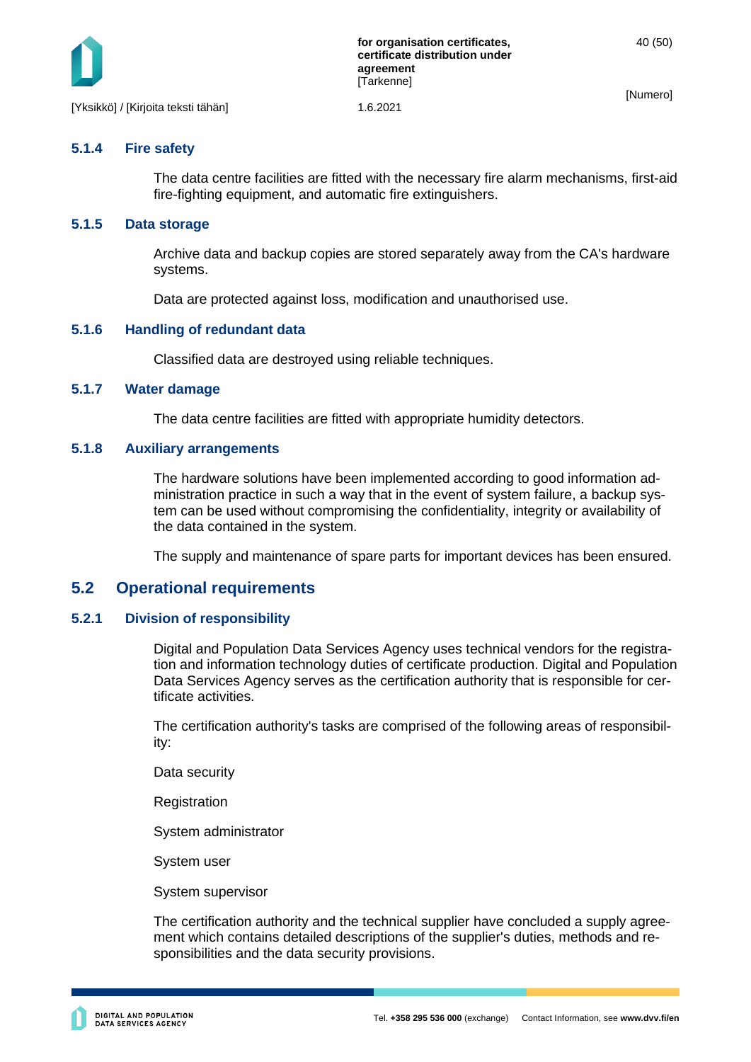#### 5.1.4 Fire safety

The data centre facilities are fitted with the necessary fire alarm mechanisms, first-aid fire-fighting equipment, and automatic fire extinguishers.

#### 5.1.5 Data storage

Archive data and backup copies are stored separately away from the CA's hardware systems.

Data are protected against loss, modification and unauthorised use.

#### 5.1.6 Handling of redundant data

Classified data are destroyed using reliable techniques.

#### 5.1.7 Water damage

The data centre facilities are fitted with appropriate humidity detectors.

#### 5.1.8 Auxiliary arrangements

The hardware solutions have been implemented according to good information administration practice in such a way that in the event of system failure, a backup system can be used without compromising the confidentiality, integrity or availability of the data contained in the system.

The supply and maintenance of spare parts for important devices has been ensured.

### 5.2 Operational requirements

#### 5.2.1 Division of responsibility

Digital and Population Data Services Agency uses technical vendors for the registration and information technology duties of certificate production. Digital and Population Data Services Agency serves as the certification authority that is responsible for certificate activities.

The certification authority's tasks are comprised of the following areas of responsibility:

Data security

Registration

System administrator

System user

System supervisor

The certification authority and the technical supplier have concluded a supply agreement which contains detailed descriptions of the supplier's duties, methods and responsibilities and the data security provisions.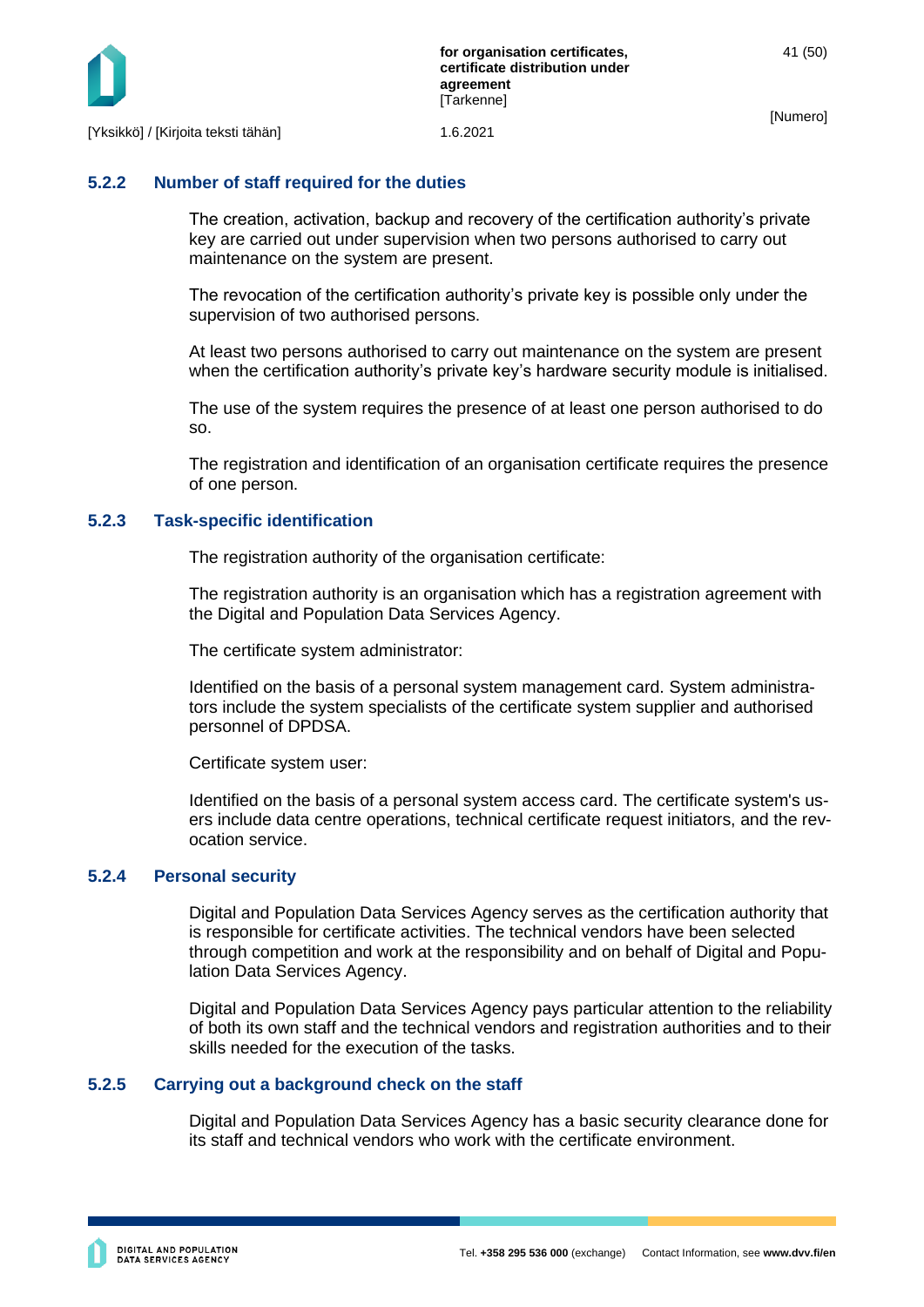### 5.2.2 Number of staff required for the duties

The creation, activation, backup and recovery of the certification authority's private key are carried out under supervision when two persons authorised to carry out maintenance on the system are present.

The revocation of the certification authority's private key is possible only under the supervision of two authorised persons.

At least two persons authorised to carry out maintenance on the system are present when the certification authority's private key's hardware security module is initialised.

The use of the system requires the presence of at least one person authorised to do so.

The registration and identification of an organisation certificate requires the presence of one person.

### 5.2.3 Task-specific identification

The registration authority of the organisation certificate:

The registration authority is an organisation which has a registration agreement with the Digital and Population Data Services Agency.

The certificate system administrator:

Identified on the basis of a personal system management card. System administrators include the system specialists of the certificate system supplier and authorised personnel of DPDSA.

Certificate system user:

Identified on the basis of a personal system access card. The certificate system's users include data centre operations, technical certificate request initiators, and the revocation service.

### 5.2.4 Personal security

Digital and Population Data Services Agency serves as the certification authority that is responsible for certificate activities. The technical vendors have been selected through competition and work at the responsibility and on behalf of Digital and Population Data Services Agency.

Digital and Population Data Services Agency pays particular attention to the reliability of both its own staff and the technical vendors and registration authorities and to their skills needed for the execution of the tasks.

### 5.2.5 Carrying out a background check on the staff

Digital and Population Data Services Agency has a basic security clearance done for its staff and technical vendors who work with the certificate environment.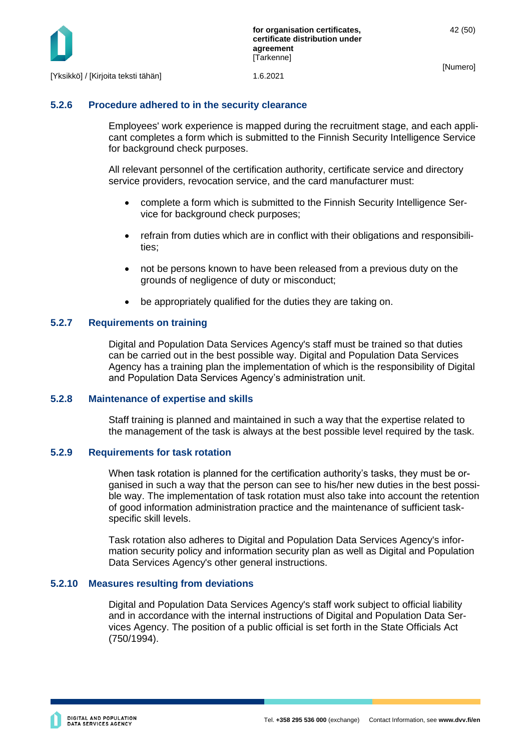### 5.2.6 Procedure adhered to in the security clearance

Employees' work experience is mapped during the recruitment stage, and each applicant completes a form which is submitted to the Finnish Security Intelligence Service for background check purposes.

All relevant personnel of the certification authority, certificate service and directory service providers, revocation service, and the card manufacturer must:

- complete a form which is submitted to the Finnish Security Intelligence Service for background check purposes;
- refrain from duties which are in conflict with their obligations and responsibilities;
- not be persons known to have been released from a previous duty on the grounds of negligence of duty or misconduct;
- be appropriately qualified for the duties they are taking on.

### 5.2.7 Requirements on training

Digital and Population Data Services Agency's staff must be trained so that duties can be carried out in the best possible way. Digital and Population Data Services Agency has a training plan the implementation of which is the responsibility of Digital and Population Data Services Agency's administration unit.

### 5.2.8 Maintenance of expertise and skills

Staff training is planned and maintained in such a way that the expertise related to the management of the task is always at the best possible level required by the task.

### 5.2.9 Requirements for task rotation

When task rotation is planned for the certification authority's tasks, they must be organised in such a way that the person can see to his/her new duties in the best possible way. The implementation of task rotation must also take into account the retention of good information administration practice and the maintenance of sufficient task-specific skill levels.

Task rotation also adheres to Digital and Population Data Services Agency's information security policy and information security plan as well as Digital and Population Data Services Agency's other general instructions.

### 5.2.10 Measures resulting from deviations

Digital and Population Data Services Agency's staff work subject to official liability and in accordance with the internal instructions of Digital and Population Data Services Agency. The position of a public official is set forth in the State Officials Act (750/1994).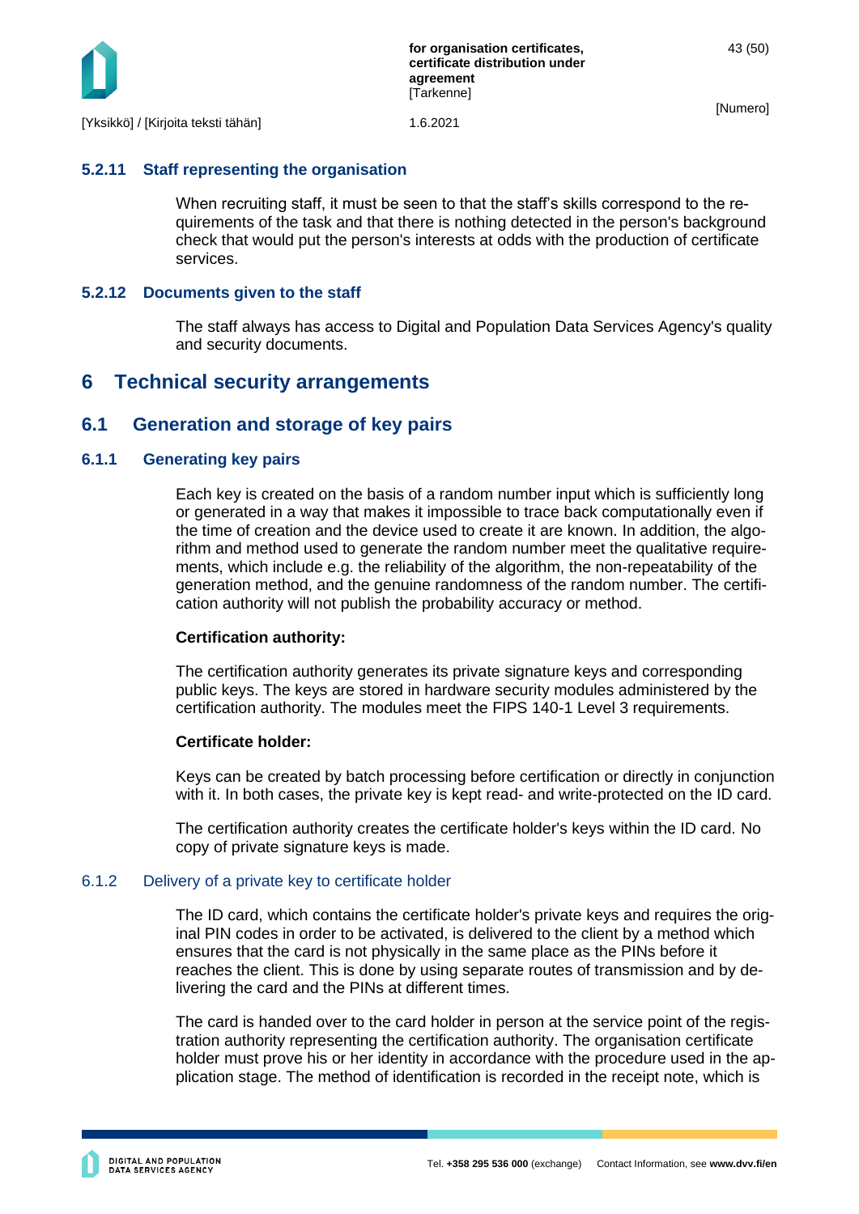### 5.2.11 Staff representing the organisation

When recruiting staff, it must be seen to that the staff's skills correspond to the requirements of the task and that there is nothing detected in the person's background check that would put the person's interests at odds with the production of certificate services.

### 5.2.12 Documents given to the staff

The staff always has access to Digital and Population Data Services Agency's quality and security documents.

# 6 Technical security arrangements

## 6.1 Generation and storage of key pairs

### 6.1.1 Generating key pairs

Each key is created on the basis of a random number input which is sufficiently long or generated in a way that makes it impossible to trace back computationally even if the time of creation and the device used to create it are known. In addition, the algorithm and method used to generate the random number meet the qualitative requirements, which include e.g. the reliability of the algorithm, the non-repeatability of the generation method, and the genuine randomness of the random number. The certification authority will not publish the probability accuracy or method.

**Certification authority:**

The certification authority generates its private signature keys and corresponding public keys. The keys are stored in hardware security modules administered by the certification authority. The modules meet the FIPS 140-1 Level 3 requirements.

**Certificate holder:**

Keys can be created by batch processing before certification or directly in conjunction with it. In both cases, the private key is kept read- and write-protected on the ID card.

The certification authority creates the certificate holder's keys within the ID card. No copy of private signature keys is made.

### 6.1.2 Delivery of a private key to certificate holder

The ID card, which contains the certificate holder's private keys and requires the original PIN codes in order to be activated, is delivered to the client by a method which ensures that the card is not physically in the same place as the PINs before it reaches the client. This is done by using separate routes of transmission and by delivering the card and the PINs at different times.

The card is handed over to the card holder in person at the service point of the registration authority representing the certification authority. The organisation certificate holder must prove his or her identity in accordance with the procedure used in the application stage. The method of identification is recorded in the receipt note, which is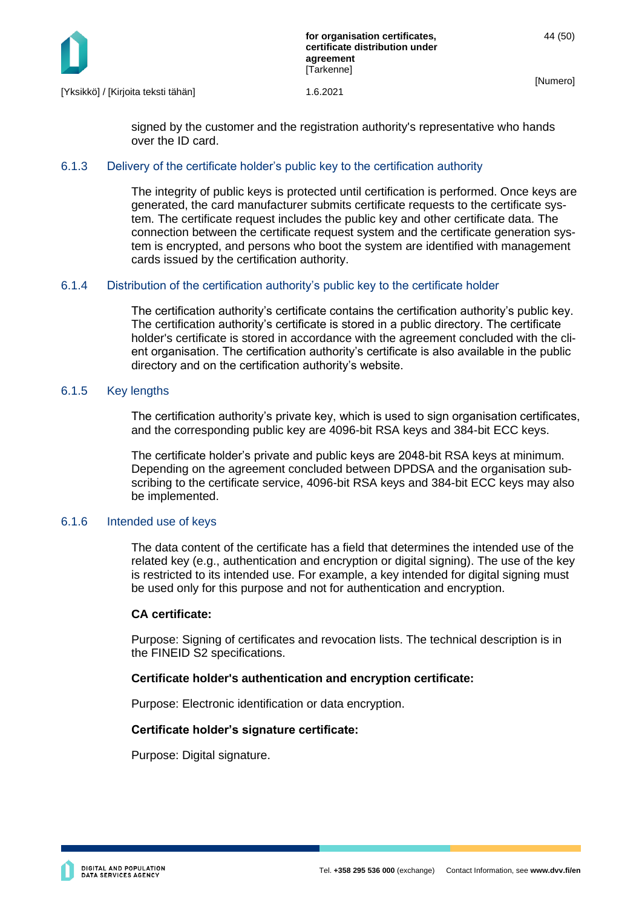signed by the customer and the registration authority's representative who hands over the ID card.

### 6.1.3 Delivery of the certificate holder's public key to the certification authority

The integrity of public keys is protected until certification is performed. Once keys are generated, the card manufacturer submits certificate requests to the certificate system. The certificate request includes the public key and other certificate data. The connection between the certificate request system and the certificate generation system is encrypted, and persons who boot the system are identified with management cards issued by the certification authority.

### 6.1.4 Distribution of the certification authority's public key to the certificate holder

The certification authority's certificate contains the certification authority's public key. The certification authority's certificate is stored in a public directory. The certificate holder's certificate is stored in accordance with the agreement concluded with the client organisation. The certification authority's certificate is also available in the public directory and on the certification authority's website.

### 6.1.5 Key lengths

The certification authority's private key, which is used to sign organisation certificates, and the corresponding public key are 4096-bit RSA keys and 384-bit ECC keys.

The certificate holder's private and public keys are 2048-bit RSA keys at minimum. Depending on the agreement concluded between DPDSA and the organisation subscribing to the certificate service, 4096-bit RSA keys and 384-bit ECC keys may also be implemented.

### 6.1.6 Intended use of keys

The data content of the certificate has a field that determines the intended use of the related key (e.g., authentication and encryption or digital signing). The use of the key is restricted to its intended use. For example, a key intended for digital signing must be used only for this purpose and not for authentication and encryption.

**CA certificate:**

Purpose: Signing of certificates and revocation lists. The technical description is in the FINEID S2 specifications.

**Certificate holder's authentication and encryption certificate:**

Purpose: Electronic identification or data encryption.

**Certificate holder's signature certificate:**

Purpose: Digital signature.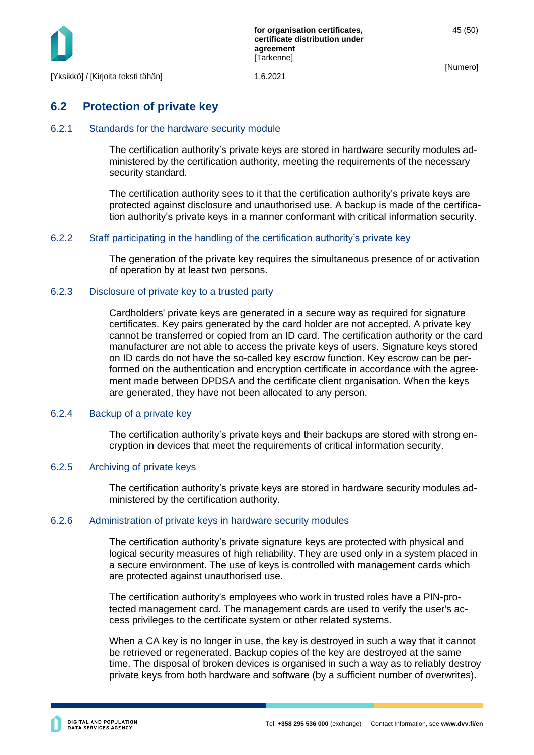## 6.2 Protection of private key

### 6.2.1 Standards for the hardware security module

The certification authority's private keys are stored in hardware security modules administered by the certification authority, meeting the requirements of the necessary security standard.

The certification authority sees to it that the certification authority's private keys are protected against disclosure and unauthorised use. A backup is made of the certification authority's private keys in a manner conformant with critical information security.

### 6.2.2 Staff participating in the handling of the certification authority's private key

The generation of the private key requires the simultaneous presence of or activation of operation by at least two persons.

### 6.2.3 Disclosure of private key to a trusted party

Cardholders' private keys are generated in a secure way as required for signature certificates. Key pairs generated by the card holder are not accepted. A private key cannot be transferred or copied from an ID card. The certification authority or the card manufacturer are not able to access the private keys of users. Signature keys stored on ID cards do not have the so-called key escrow function. Key escrow can be performed on the authentication and encryption certificate in accordance with the agreement made between DPDSA and the certificate client organisation. When the keys are generated, they have not been allocated to any person.

### 6.2.4 Backup of a private key

The certification authority's private keys and their backups are stored with strong encryption in devices that meet the requirements of critical information security.

### 6.2.5 Archiving of private keys

The certification authority's private keys are stored in hardware security modules administered by the certification authority.

### 6.2.6 Administration of private keys in hardware security modules

The certification authority's private signature keys are protected with physical and logical security measures of high reliability. They are used only in a system placed in a secure environment. The use of keys is controlled with management cards which are protected against unauthorised use.

The certification authority's employees who work in trusted roles have a PIN-protected management card. The management cards are used to verify the user's access privileges to the certificate system or other related systems.

When a CA key is no longer in use, the key is destroyed in such a way that it cannot be retrieved or regenerated. Backup copies of the key are destroyed at the same time. The disposal of broken devices is organised in such a way as to reliably destroy private keys from both hardware and software (by a sufficient number of overwrites).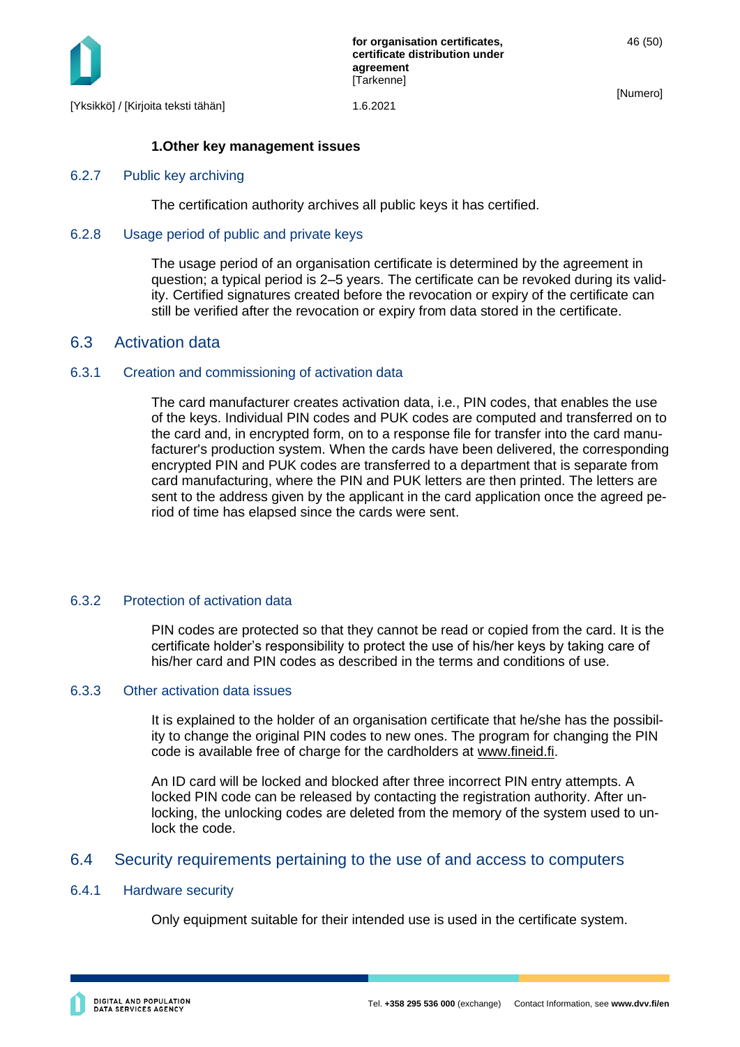**1.Other key management issues**

### 6.2.7 Public key archiving

The certification authority archives all public keys it has certified.

### 6.2.8 Usage period of public and private keys

The usage period of an organisation certificate is determined by the agreement in question; a typical period is 2–5 years. The certificate can be revoked during its validity. Certified signatures created before the revocation or expiry of the certificate can still be verified after the revocation or expiry from data stored in the certificate.

## 6.3 Activation data

### 6.3.1 Creation and commissioning of activation data

The card manufacturer creates activation data, i.e., PIN codes, that enables the use of the keys. Individual PIN codes and PUK codes are computed and transferred on to the card and, in encrypted form, on to a response file for transfer into the card manufacturer's production system. When the cards have been delivered, the corresponding encrypted PIN and PUK codes are transferred to a department that is separate from card manufacturing, where the PIN and PUK letters are then printed. The letters are sent to the address given by the applicant in the card application once the agreed period of time has elapsed since the cards were sent.

### 6.3.2 Protection of activation data

PIN codes are protected so that they cannot be read or copied from the card. It is the certificate holder's responsibility to protect the use of his/her keys by taking care of his/her card and PIN codes as described in the terms and conditions of use.

### 6.3.3 Other activation data issues

It is explained to the holder of an organisation certificate that he/she has the possibility to change the original PIN codes to new ones. The program for changing the PIN code is available free of charge for the cardholders at www.fineid.fi.

An ID card will be locked and blocked after three incorrect PIN entry attempts. A locked PIN code can be released by contacting the registration authority. After unlocking, the unlocking codes are deleted from the memory of the system used to unlock the code.

## 6.4 Security requirements pertaining to the use of and access to computers

### 6.4.1 Hardware security

Only equipment suitable for their intended use is used in the certificate system.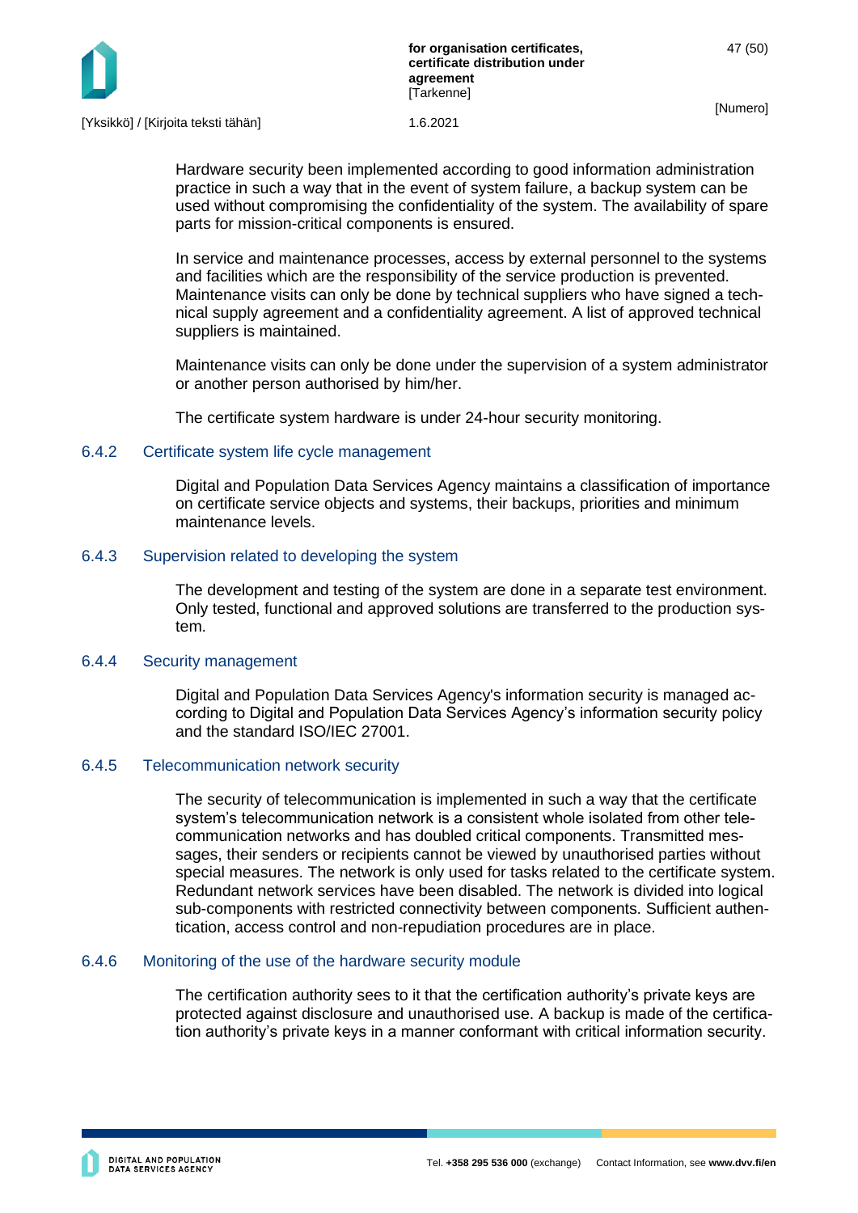Hardware security been implemented according to good information administration practice in such a way that in the event of system failure, a backup system can be used without compromising the confidentiality of the system. The availability of spare parts for mission-critical components is ensured.

In service and maintenance processes, access by external personnel to the systems and facilities which are the responsibility of the service production is prevented. Maintenance visits can only be done by technical suppliers who have signed a technical supply agreement and a confidentiality agreement. A list of approved technical suppliers is maintained.

Maintenance visits can only be done under the supervision of a system administrator or another person authorised by him/her.

The certificate system hardware is under 24-hour security monitoring.

### 6.4.2 Certificate system life cycle management

Digital and Population Data Services Agency maintains a classification of importance on certificate service objects and systems, their backups, priorities and minimum maintenance levels.

### 6.4.3 Supervision related to developing the system

The development and testing of the system are done in a separate test environment. Only tested, functional and approved solutions are transferred to the production system.

### 6.4.4 Security management

Digital and Population Data Services Agency's information security is managed according to Digital and Population Data Services Agency's information security policy and the standard ISO/IEC 27001.

### 6.4.5 Telecommunication network security

The security of telecommunication is implemented in such a way that the certificate system's telecommunication network is a consistent whole isolated from other telecommunication networks and has doubled critical components. Transmitted messages, their senders or recipients cannot be viewed by unauthorised parties without special measures. The network is only used for tasks related to the certificate system. Redundant network services have been disabled. The network is divided into logical sub-components with restricted connectivity between components. Sufficient authentication, access control and non-repudiation procedures are in place.

### 6.4.6 Monitoring of the use of the hardware security module

The certification authority sees to it that the certification authority's private keys are protected against disclosure and unauthorised use. A backup is made of the certification authority's private keys in a manner conformant with critical information security.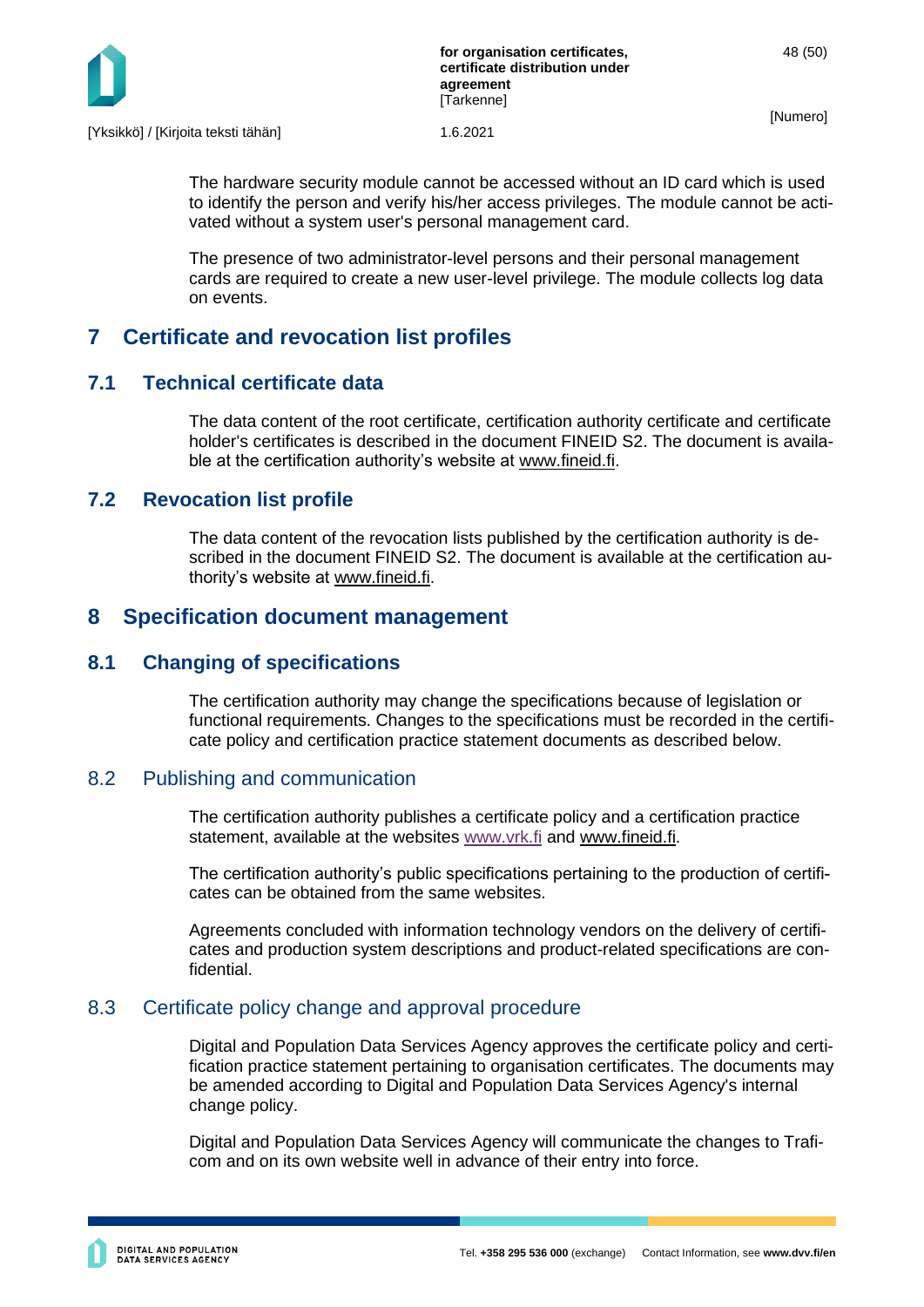The hardware security module cannot be accessed without an ID card which is used to identify the person and verify his/her access privileges. The module cannot be activated without a system user's personal management card.

The presence of two administrator-level persons and their personal management cards are required to create a new user-level privilege. The module collects log data on events.

# 7 Certificate and revocation list profiles

## 7.1 Technical certificate data

The data content of the root certificate, certification authority certificate and certificate holder's certificates is described in the document FINEID S2. The document is available at the certification authority's website at www.fineid.fi.

## 7.2 Revocation list profile

The data content of the revocation lists published by the certification authority is described in the document FINEID S2. The document is available at the certification authority's website at www.fineid.fi.

# 8 Specification document management

## 8.1 Changing of specifications

The certification authority may change the specifications because of legislation or functional requirements. Changes to the specifications must be recorded in the certificate policy and certification practice statement documents as described below.

## 8.2 Publishing and communication

The certification authority publishes a certificate policy and a certification practice statement, available at the websites www.vrk.fi and www.fineid.fi.

The certification authority's public specifications pertaining to the production of certificates can be obtained from the same websites.

Agreements concluded with information technology vendors on the delivery of certificates and production system descriptions and product-related specifications are confidential.

## 8.3 Certificate policy change and approval procedure

Digital and Population Data Services Agency approves the certificate policy and certification practice statement pertaining to organisation certificates. The documents may be amended according to Digital and Population Data Services Agency's internal change policy.

Digital and Population Data Services Agency will communicate the changes to Traficom and on its own website well in advance of their entry into force.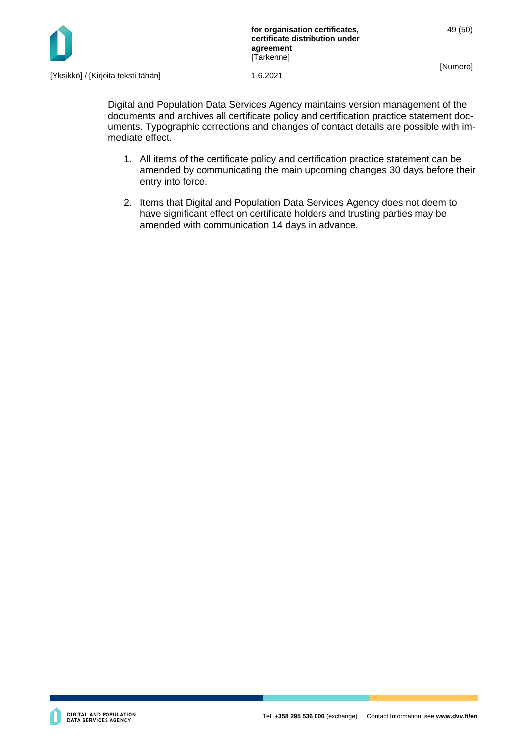Digital and Population Data Services Agency maintains version management of the documents and archives all certificate policy and certification practice statement documents. Typographic corrections and changes of contact details are possible with immediate effect.

1. All items of the certificate policy and certification practice statement can be amended by communicating the main upcoming changes 30 days before their entry into force.

2. Items that Digital and Population Data Services Agency does not deem to have significant effect on certificate holders and trusting parties may be amended with communication 14 days in advance.